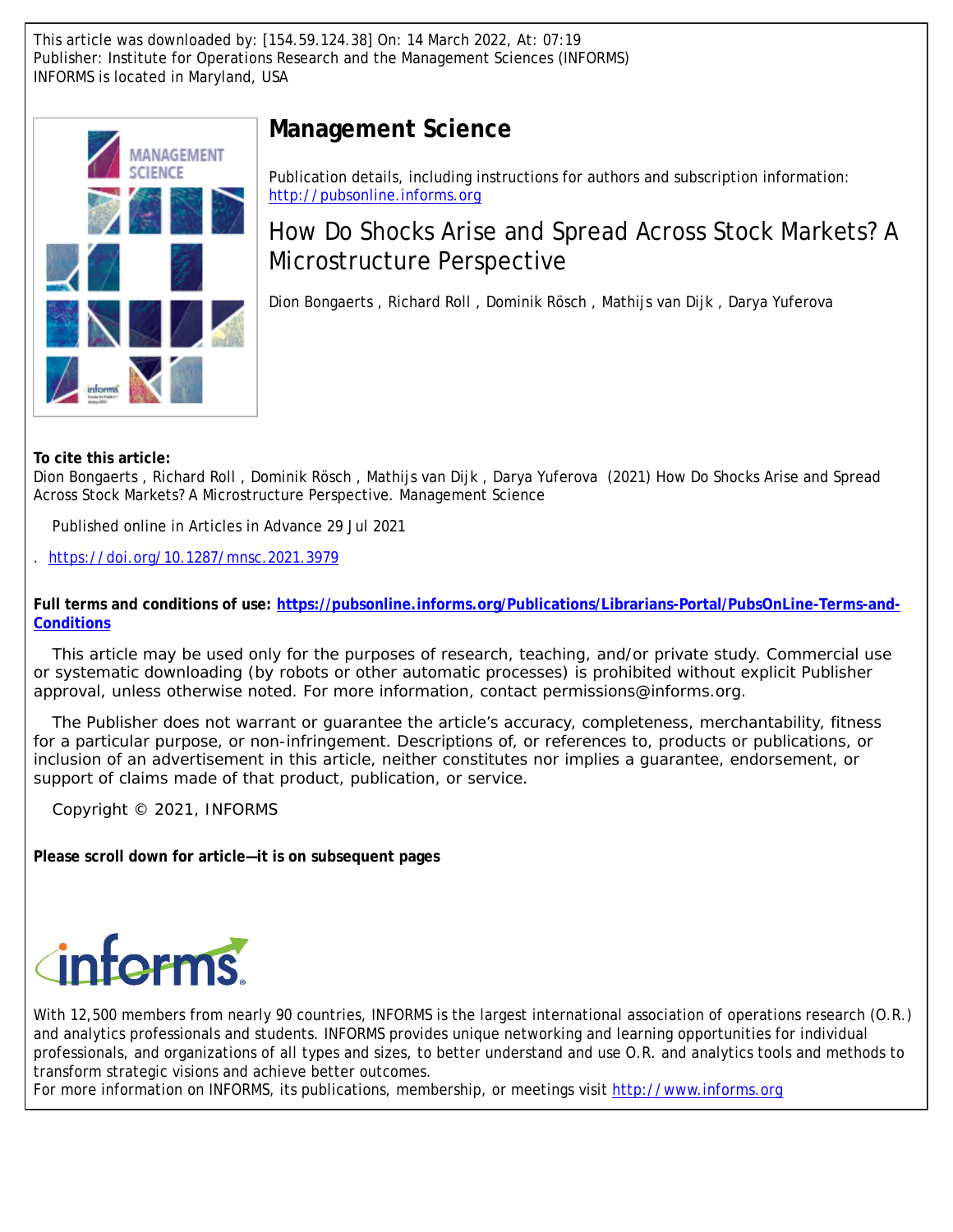This article was downloaded by: [154.59.124.38] On: 14 March 2022, At: 07:19
Publisher: Institute for Operations Research and the Management Sciences (INFORMS)
INFORMS is located in Maryland, USA

# Management Science

Publication details, including instructions for authors and subscription information:
http://pubsonline.informs.org

## How Do Shocks Arise and Spread Across Stock Markets? A Microstructure Perspective

Dion Bongaerts , Richard Roll , Dominik Rösch , Mathijs van Dijk , Darya Yuferova

**To cite this article:**
Dion Bongaerts , Richard Roll , Dominik Rösch , Mathijs van Dijk , Darya Yuferova (2021) How Do Shocks Arise and Spread Across Stock Markets? A Microstructure Perspective. Management Science

Published online in Articles in Advance 29 Jul 2021

. https://doi.org/10.1287/mnsc.2021.3979

**Full terms and conditions of use: https://pubsonline.informs.org/Publications/Librarians-Portal/PubsOnLine-Terms-and-Conditions**

This article may be used only for the purposes of research, teaching, and/or private study. Commercial use or systematic downloading (by robots or other automatic processes) is prohibited without explicit Publisher approval, unless otherwise noted. For more information, contact permissions@informs.org.

The Publisher does not warrant or guarantee the article's accuracy, completeness, merchantability, fitness for a particular purpose, or non-infringement. Descriptions of, or references to, products or publications, or inclusion of an advertisement in this article, neither constitutes nor implies a guarantee, endorsement, or support of claims made of that product, publication, or service.

Copyright © 2021, INFORMS

**Please scroll down for article—it is on subsequent pages**

With 12,500 members from nearly 90 countries, INFORMS is the largest international association of operations research (O.R.) and analytics professionals and students. INFORMS provides unique networking and learning opportunities for individual professionals, and organizations of all types and sizes, to better understand and use O.R. and analytics tools and methods to transform strategic visions and achieve better outcomes.
For more information on INFORMS, its publications, membership, or meetings visit http://www.informs.org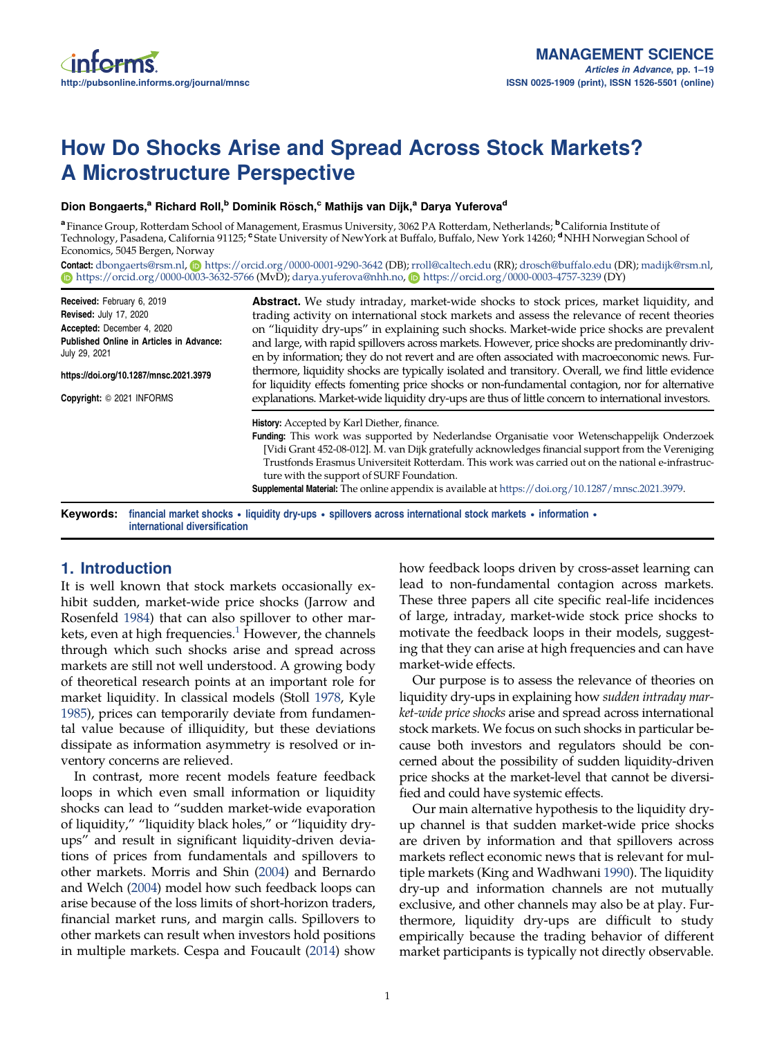# How Do Shocks Arise and Spread Across Stock Markets? A Microstructure Perspective

**Dion Bongaerts,[a] Richard Roll,[b] Dominik Rösch,[c] Mathijs van Dijk,[a] Darya Yuferova[d]**

[a] Finance Group, Rotterdam School of Management, Erasmus University, 3062 PA Rotterdam, Netherlands; [b] California Institute of Technology, Pasadena, California 91125; [c] State University of NewYork at Buffalo, Buffalo, New York 14260; [d] NHH Norwegian School of Economics, 5045 Bergen, Norway

**Contact:** dbongaerts@rsm.nl, https://orcid.org/0000-0001-9290-3642 (DB); rroll@caltech.edu (RR); drosch@buffalo.edu (DR); madijk@rsm.nl, https://orcid.org/0000-0003-3632-5766 (MvD); darya.yuferova@nhh.no, https://orcid.org/0000-0003-4757-3239 (DY)

**Received:** February 6, 2019
**Revised:** July 17, 2020
**Accepted:** December 4, 2020
**Published Online in Articles in Advance:** July 29, 2021

https://doi.org/10.1287/mnsc.2021.3979

**Copyright:** © 2021 INFORMS

**Abstract.** We study intraday, market-wide shocks to stock prices, market liquidity, and trading activity on international stock markets and assess the relevance of recent theories on "liquidity dry-ups" in explaining such shocks. Market-wide price shocks are prevalent and large, with rapid spillovers across markets. However, price shocks are predominantly driven by information; they do not revert and are often associated with macroeconomic news. Furthermore, liquidity shocks are typically isolated and transitory. Overall, we find little evidence for liquidity effects fomenting price shocks or non-fundamental contagion, nor for alternative explanations. Market-wide liquidity dry-ups are thus of little concern to international investors.

**History:** Accepted by Karl Diether, finance.
**Funding:** This work was supported by Nederlandse Organisatie voor Wetenschappelijk Onderzoek [Vidi Grant 452-08-012]. M. van Dijk gratefully acknowledges financial support from the Vereniging Trustfonds Erasmus Universiteit Rotterdam. This work was carried out on the national e-infrastructure with the support of SURF Foundation.
**Supplemental Material:** The online appendix is available at https://doi.org/10.1287/mnsc.2021.3979.

**Keywords:** financial market shocks • liquidity dry-ups • spillovers across international stock markets • information • international diversification

## 1. Introduction

It is well known that stock markets occasionally exhibit sudden, market-wide price shocks (Jarrow and Rosenfeld 1984) that can also spillover to other markets, even at high frequencies.[1] However, the channels through which such shocks arise and spread across markets are still not well understood. A growing body of theoretical research points at an important role for market liquidity. In classical models (Stoll 1978, Kyle 1985), prices can temporarily deviate from fundamental value because of illiquidity, but these deviations dissipate as information asymmetry is resolved or inventory concerns are relieved.

In contrast, more recent models feature feedback loops in which even small information or liquidity shocks can lead to "sudden market-wide evaporation of liquidity," "liquidity black holes," or "liquidity dry-ups" and result in significant liquidity-driven deviations of prices from fundamentals and spillovers to other markets. Morris and Shin (2004) and Bernardo and Welch (2004) model how such feedback loops can arise because of the loss limits of short-horizon traders, financial market runs, and margin calls. Spillovers to other markets can result when investors hold positions in multiple markets. Cespa and Foucault (2014) show how feedback loops driven by cross-asset learning can lead to non-fundamental contagion across markets. These three papers all cite specific real-life incidences of large, intraday, market-wide stock price shocks to motivate the feedback loops in their models, suggesting that they can arise at high frequencies and can have market-wide effects.

Our purpose is to assess the relevance of theories on liquidity dry-ups in explaining how *sudden intraday market-wide price shocks* arise and spread across international stock markets. We focus on such shocks in particular because both investors and regulators should be concerned about the possibility of sudden liquidity-driven price shocks at the market-level that cannot be diversified and could have systemic effects.

Our main alternative hypothesis to the liquidity dry-up channel is that sudden market-wide price shocks are driven by information and that spillovers across markets reflect economic news that is relevant for multiple markets (King and Wadhwani 1990). The liquidity dry-up and information channels are not mutually exclusive, and other channels may also be at play. Furthermore, liquidity dry-ups are difficult to study empirically because the trading behavior of different market participants is typically not directly observable.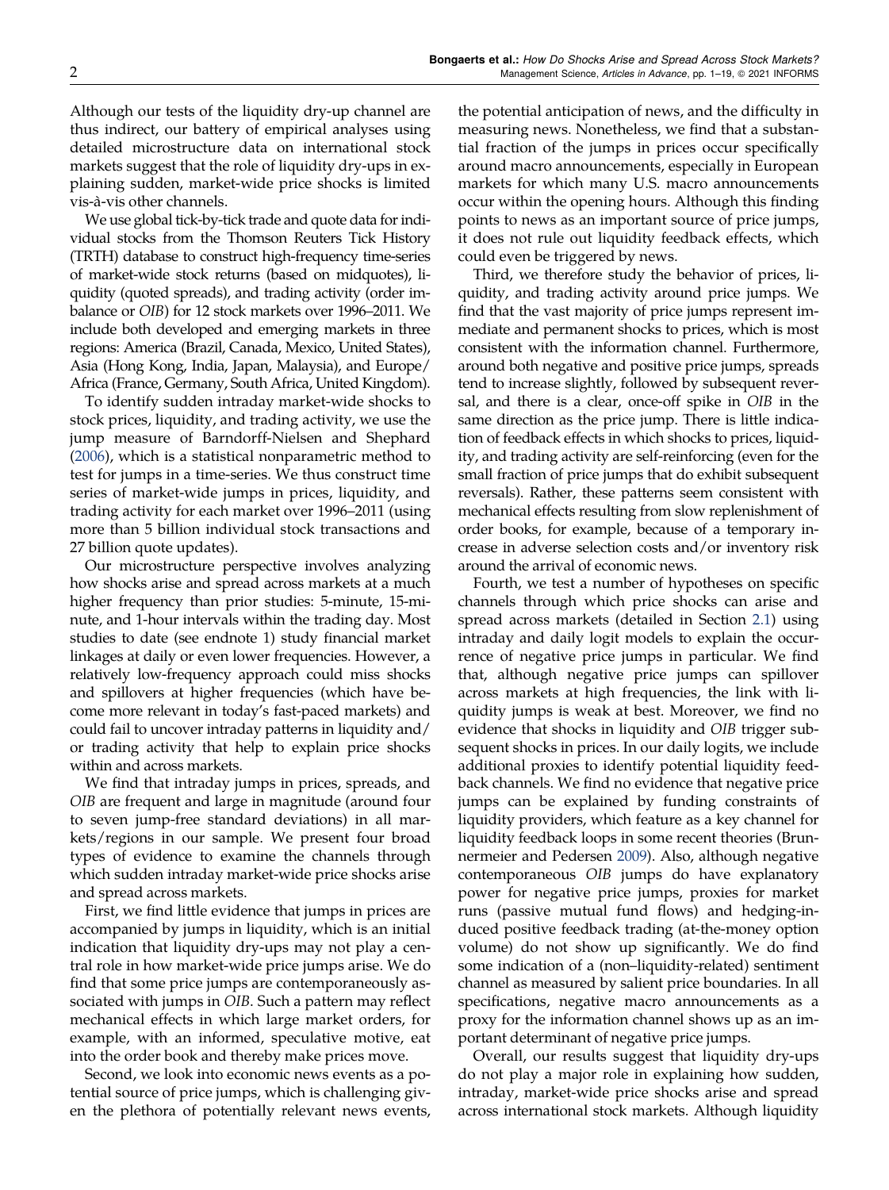Although our tests of the liquidity dry-up channel are thus indirect, our battery of empirical analyses using detailed microstructure data on international stock markets suggest that the role of liquidity dry-ups in explaining sudden, market-wide price shocks is limited vis-à-vis other channels.

We use global tick-by-tick trade and quote data for individual stocks from the Thomson Reuters Tick History (TRTH) database to construct high-frequency time-series of market-wide stock returns (based on midquotes), liquidity (quoted spreads), and trading activity (order imbalance or *OIB*) for 12 stock markets over 1996–2011. We include both developed and emerging markets in three regions: America (Brazil, Canada, Mexico, United States), Asia (Hong Kong, India, Japan, Malaysia), and Europe/Africa (France, Germany, South Africa, United Kingdom).

To identify sudden intraday market-wide shocks to stock prices, liquidity, and trading activity, we use the jump measure of Barndorff-Nielsen and Shephard (2006), which is a statistical nonparametric method to test for jumps in a time-series. We thus construct time series of market-wide jumps in prices, liquidity, and trading activity for each market over 1996–2011 (using more than 5 billion individual stock transactions and 27 billion quote updates).

Our microstructure perspective involves analyzing how shocks arise and spread across markets at a much higher frequency than prior studies: 5-minute, 15-minute, and 1-hour intervals within the trading day. Most studies to date (see endnote 1) study financial market linkages at daily or even lower frequencies. However, a relatively low-frequency approach could miss shocks and spillovers at higher frequencies (which have become more relevant in today's fast-paced markets) and could fail to uncover intraday patterns in liquidity and/or trading activity that help to explain price shocks within and across markets.

We find that intraday jumps in prices, spreads, and *OIB* are frequent and large in magnitude (around four to seven jump-free standard deviations) in all markets/regions in our sample. We present four broad types of evidence to examine the channels through which sudden intraday market-wide price shocks arise and spread across markets.

First, we find little evidence that jumps in prices are accompanied by jumps in liquidity, which is an initial indication that liquidity dry-ups may not play a central role in how market-wide price jumps arise. We do find that some price jumps are contemporaneously associated with jumps in *OIB*. Such a pattern may reflect mechanical effects in which large market orders, for example, with an informed, speculative motive, eat into the order book and thereby make prices move.

Second, we look into economic news events as a potential source of price jumps, which is challenging given the plethora of potentially relevant news events, the potential anticipation of news, and the difficulty in measuring news. Nonetheless, we find that a substantial fraction of the jumps in prices occur specifically around macro announcements, especially in European markets for which many U.S. macro announcements occur within the opening hours. Although this finding points to news as an important source of price jumps, it does not rule out liquidity feedback effects, which could even be triggered by news.

Third, we therefore study the behavior of prices, liquidity, and trading activity around price jumps. We find that the vast majority of price jumps represent immediate and permanent shocks to prices, which is most consistent with the information channel. Furthermore, around both negative and positive price jumps, spreads tend to increase slightly, followed by subsequent reversal, and there is a clear, once-off spike in *OIB* in the same direction as the price jump. There is little indication of feedback effects in which shocks to prices, liquidity, and trading activity are self-reinforcing (even for the small fraction of price jumps that do exhibit subsequent reversals). Rather, these patterns seem consistent with mechanical effects resulting from slow replenishment of order books, for example, because of a temporary increase in adverse selection costs and/or inventory risk around the arrival of economic news.

Fourth, we test a number of hypotheses on specific channels through which price shocks can arise and spread across markets (detailed in Section 2.1) using intraday and daily logit models to explain the occurrence of negative price jumps in particular. We find that, although negative price jumps can spillover across markets at high frequencies, the link with liquidity jumps is weak at best. Moreover, we find no evidence that shocks in liquidity and *OIB* trigger subsequent shocks in prices. In our daily logits, we include additional proxies to identify potential liquidity feedback channels. We find no evidence that negative price jumps can be explained by funding constraints of liquidity providers, which feature as a key channel for liquidity feedback loops in some recent theories (Brunnermeier and Pedersen 2009). Also, although negative contemporaneous *OIB* jumps do have explanatory power for negative price jumps, proxies for market runs (passive mutual fund flows) and hedging-induced positive feedback trading (at-the-money option volume) do not show up significantly. We do find some indication of a (non–liquidity-related) sentiment channel as measured by salient price boundaries. In all specifications, negative macro announcements as a proxy for the information channel shows up as an important determinant of negative price jumps.

Overall, our results suggest that liquidity dry-ups do not play a major role in explaining how sudden, intraday, market-wide price shocks arise and spread across international stock markets. Although liquidity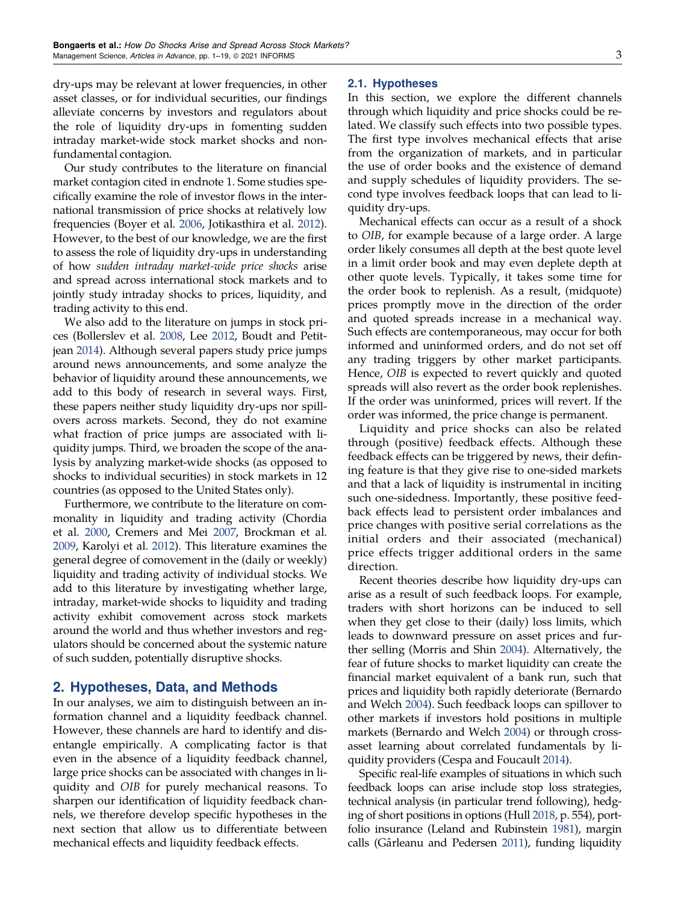dry-ups may be relevant at lower frequencies, in other asset classes, or for individual securities, our findings alleviate concerns by investors and regulators about the role of liquidity dry-ups in fomenting sudden intraday market-wide stock market shocks and nonfundamental contagion.

Our study contributes to the literature on financial market contagion cited in endnote 1. Some studies specifically examine the role of investor flows in the international transmission of price shocks at relatively low frequencies (Boyer et al. 2006, Jotikasthira et al. 2012). However, to the best of our knowledge, we are the first to assess the role of liquidity dry-ups in understanding of how *sudden intraday market-wide price shocks* arise and spread across international stock markets and to jointly study intraday shocks to prices, liquidity, and trading activity to this end.

We also add to the literature on jumps in stock prices (Bollerslev et al. 2008, Lee 2012, Boudt and Petitjean 2014). Although several papers study price jumps around news announcements, and some analyze the behavior of liquidity around these announcements, we add to this body of research in several ways. First, these papers neither study liquidity dry-ups nor spillovers across markets. Second, they do not examine what fraction of price jumps are associated with liquidity jumps. Third, we broaden the scope of the analysis by analyzing market-wide shocks (as opposed to shocks to individual securities) in stock markets in 12 countries (as opposed to the United States only).

Furthermore, we contribute to the literature on commonality in liquidity and trading activity (Chordia et al. 2000, Cremers and Mei 2007, Brockman et al. 2009, Karolyi et al. 2012). This literature examines the general degree of comovement in the (daily or weekly) liquidity and trading activity of individual stocks. We add to this literature by investigating whether large, intraday, market-wide shocks to liquidity and trading activity exhibit comovement across stock markets around the world and thus whether investors and regulators should be concerned about the systemic nature of such sudden, potentially disruptive shocks.

## 2. Hypotheses, Data, and Methods

In our analyses, we aim to distinguish between an information channel and a liquidity feedback channel. However, these channels are hard to identify and disentangle empirically. A complicating factor is that even in the absence of a liquidity feedback channel, large price shocks can be associated with changes in liquidity and *OIB* for purely mechanical reasons. To sharpen our identification of liquidity feedback channels, we therefore develop specific hypotheses in the next section that allow us to differentiate between mechanical effects and liquidity feedback effects.

### 2.1. Hypotheses

In this section, we explore the different channels through which liquidity and price shocks could be related. We classify such effects into two possible types. The first type involves mechanical effects that arise from the organization of markets, and in particular the use of order books and the existence of demand and supply schedules of liquidity providers. The second type involves feedback loops that can lead to liquidity dry-ups.

Mechanical effects can occur as a result of a shock to *OIB*, for example because of a large order. A large order likely consumes all depth at the best quote level in a limit order book and may even deplete depth at other quote levels. Typically, it takes some time for the order book to replenish. As a result, (midquote) prices promptly move in the direction of the order and quoted spreads increase in a mechanical way. Such effects are contemporaneous, may occur for both informed and uninformed orders, and do not set off any trading triggers by other market participants. Hence, *OIB* is expected to revert quickly and quoted spreads will also revert as the order book replenishes. If the order was uninformed, prices will revert. If the order was informed, the price change is permanent.

Liquidity and price shocks can also be related through (positive) feedback effects. Although these feedback effects can be triggered by news, their defining feature is that they give rise to one-sided markets and that a lack of liquidity is instrumental in inciting such one-sidedness. Importantly, these positive feedback effects lead to persistent order imbalances and price changes with positive serial correlations as the initial orders and their associated (mechanical) price effects trigger additional orders in the same direction.

Recent theories describe how liquidity dry-ups can arise as a result of such feedback loops. For example, traders with short horizons can be induced to sell when they get close to their (daily) loss limits, which leads to downward pressure on asset prices and further selling (Morris and Shin 2004). Alternatively, the fear of future shocks to market liquidity can create the financial market equivalent of a bank run, such that prices and liquidity both rapidly deteriorate (Bernardo and Welch 2004). Such feedback loops can spillover to other markets if investors hold positions in multiple markets (Bernardo and Welch 2004) or through cross-asset learning about correlated fundamentals by liquidity providers (Cespa and Foucault 2014).

Specific real-life examples of situations in which such feedback loops can arise include stop loss strategies, technical analysis (in particular trend following), hedging of short positions in options (Hull 2018, p. 554), portfolio insurance (Leland and Rubinstein 1981), margin calls (Gârleanu and Pedersen 2011), funding liquidity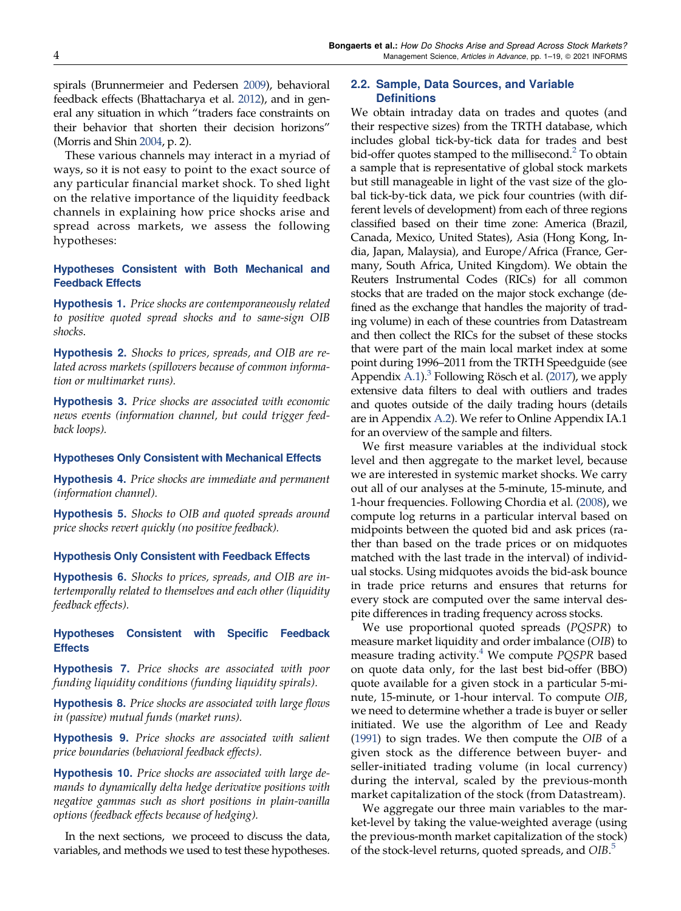spirals (Brunnermeier and Pedersen 2009), behavioral feedback effects (Bhattacharya et al. 2012), and in general any situation in which "traders face constraints on their behavior that shorten their decision horizons" (Morris and Shin 2004, p. 2).

These various channels may interact in a myriad of ways, so it is not easy to point to the exact source of any particular financial market shock. To shed light on the relative importance of the liquidity feedback channels in explaining how price shocks arise and spread across markets, we assess the following hypotheses:

#### Hypotheses Consistent with Both Mechanical and Feedback Effects

**Hypothesis 1.** *Price shocks are contemporaneously related to positive quoted spread shocks and to same-sign OIB shocks.*

**Hypothesis 2.** *Shocks to prices, spreads, and OIB are related across markets (spillovers because of common information or multimarket runs).*

**Hypothesis 3.** *Price shocks are associated with economic news events (information channel, but could trigger feedback loops).*

#### Hypotheses Only Consistent with Mechanical Effects

**Hypothesis 4.** *Price shocks are immediate and permanent (information channel).*

**Hypothesis 5.** *Shocks to OIB and quoted spreads around price shocks revert quickly (no positive feedback).*

#### Hypothesis Only Consistent with Feedback Effects

**Hypothesis 6.** *Shocks to prices, spreads, and OIB are intertemporally related to themselves and each other (liquidity feedback effects).*

#### Hypotheses Consistent with Specific Feedback Effects

**Hypothesis 7.** *Price shocks are associated with poor funding liquidity conditions (funding liquidity spirals).*

**Hypothesis 8.** *Price shocks are associated with large flows in (passive) mutual funds (market runs).*

**Hypothesis 9.** *Price shocks are associated with salient price boundaries (behavioral feedback effects).*

**Hypothesis 10.** *Price shocks are associated with large demands to dynamically delta hedge derivative positions with negative gammas such as short positions in plain-vanilla options (feedback effects because of hedging).*

In the next sections, we proceed to discuss the data, variables, and methods we used to test these hypotheses.

### 2.2. Sample, Data Sources, and Variable Definitions

We obtain intraday data on trades and quotes (and their respective sizes) from the TRTH database, which includes global tick-by-tick data for trades and best bid-offer quotes stamped to the millisecond.[2] To obtain a sample that is representative of global stock markets but still manageable in light of the vast size of the global tick-by-tick data, we pick four countries (with different levels of development) from each of three regions classified based on their time zone: America (Brazil, Canada, Mexico, United States), Asia (Hong Kong, India, Japan, Malaysia), and Europe/Africa (France, Germany, South Africa, United Kingdom). We obtain the Reuters Instrumental Codes (RICs) for all common stocks that are traded on the major stock exchange (defined as the exchange that handles the majority of trading volume) in each of these countries from Datastream and then collect the RICs for the subset of these stocks that were part of the main local market index at some point during 1996–2011 from the TRTH Speedguide (see Appendix A.1).[3] Following Rösch et al. (2017), we apply extensive data filters to deal with outliers and trades and quotes outside of the daily trading hours (details are in Appendix A.2). We refer to Online Appendix IA.1 for an overview of the sample and filters.

We first measure variables at the individual stock level and then aggregate to the market level, because we are interested in systemic market shocks. We carry out all of our analyses at the 5-minute, 15-minute, and 1-hour frequencies. Following Chordia et al. (2008), we compute log returns in a particular interval based on midpoints between the quoted bid and ask prices (rather than based on the trade prices or on midquotes matched with the last trade in the interval) of individual stocks. Using midquotes avoids the bid-ask bounce in trade price returns and ensures that returns for every stock are computed over the same interval despite differences in trading frequency across stocks.

We use proportional quoted spreads (*PQSPR*) to measure market liquidity and order imbalance (*OIB*) to measure trading activity.[4] We compute *PQSPR* based on quote data only, for the last best bid-offer (BBO) quote available for a given stock in a particular 5-minute, 15-minute, or 1-hour interval. To compute *OIB*, we need to determine whether a trade is buyer or seller initiated. We use the algorithm of Lee and Ready (1991) to sign trades. We then compute the *OIB* of a given stock as the difference between buyer- and seller-initiated trading volume (in local currency) during the interval, scaled by the previous-month market capitalization of the stock (from Datastream).

We aggregate our three main variables to the market-level by taking the value-weighted average (using the previous-month market capitalization of the stock) of the stock-level returns, quoted spreads, and *OIB*.[5]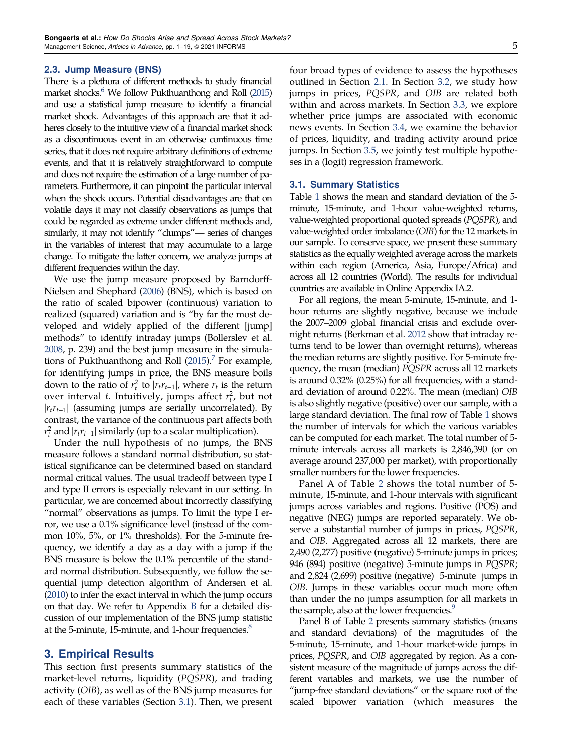### 2.3. Jump Measure (BNS)

There is a plethora of different methods to study financial market shocks.[6] We follow Pukthuanthong and Roll (2015) and use a statistical jump measure to identify a financial market shock. Advantages of this approach are that it adheres closely to the intuitive view of a financial market shock as a discontinuous event in an otherwise continuous time series, that it does not require arbitrary definitions of extreme events, and that it is relatively straightforward to compute and does not require the estimation of a large number of parameters. Furthermore, it can pinpoint the particular interval when the shock occurs. Potential disadvantages are that on volatile days it may not classify observations as jumps that could be regarded as extreme under different methods and, similarly, it may not identify "clumps"— series of changes in the variables of interest that may accumulate to a large change. To mitigate the latter concern, we analyze jumps at different frequencies within the day.

We use the jump measure proposed by Barndorff-Nielsen and Shephard (2006) (BNS), which is based on the ratio of scaled bipower (continuous) variation to realized (squared) variation and is "by far the most developed and widely applied of the different [jump] methods" to identify intraday jumps (Bollerslev et al. 2008, p. 239) and the best jump measure in the simulations of Pukthuanthong and Roll (2015).[7] For example, for identifying jumps in price, the BNS measure boils down to the ratio of $r_t^2$ to $|r_t r_{t-1}|$, where $r_t$ is the return over interval $t$. Intuitively, jumps affect $r_t^2$, but not $|r_t r_{t-1}|$ (assuming jumps are serially uncorrelated). By contrast, the variance of the continuous part affects both $r_t^2$ and $|r_t r_{t-1}|$ similarly (up to a scalar multiplication).

Under the null hypothesis of no jumps, the BNS measure follows a standard normal distribution, so statistical significance can be determined based on standard normal critical values. The usual tradeoff between type I and type II errors is especially relevant in our setting. In particular, we are concerned about incorrectly classifying "normal" observations as jumps. To limit the type I error, we use a 0.1% significance level (instead of the common 10%, 5%, or 1% thresholds). For the 5-minute frequency, we identify a day as a day with a jump if the BNS measure is below the 0.1% percentile of the standard normal distribution. Subsequently, we follow the sequential jump detection algorithm of Andersen et al. (2010) to infer the exact interval in which the jump occurs on that day. We refer to Appendix B for a detailed discussion of our implementation of the BNS jump statistic at the 5-minute, 15-minute, and 1-hour frequencies.[8]

## 3. Empirical Results

This section first presents summary statistics of the market-level returns, liquidity (*PQSPR*), and trading activity (*OIB*), as well as of the BNS jump measures for each of these variables (Section 3.1). Then, we present four broad types of evidence to assess the hypotheses outlined in Section 2.1. In Section 3.2, we study how jumps in prices, *PQSPR*, and *OIB* are related both within and across markets. In Section 3.3, we explore whether price jumps are associated with economic news events. In Section 3.4, we examine the behavior of prices, liquidity, and trading activity around price jumps. In Section 3.5, we jointly test multiple hypotheses in a (logit) regression framework.

### 3.1. Summary Statistics

Table 1 shows the mean and standard deviation of the 5-minute, 15-minute, and 1-hour value-weighted returns, value-weighted proportional quoted spreads (*PQSPR*), and value-weighted order imbalance (*OIB*) for the 12 markets in our sample. To conserve space, we present these summary statistics as the equally weighted average across the markets within each region (America, Asia, Europe/Africa) and across all 12 countries (World). The results for individual countries are available in Online Appendix IA.2.

For all regions, the mean 5-minute, 15-minute, and 1-hour returns are slightly negative, because we include the 2007–2009 global financial crisis and exclude overnight returns (Berkman et al. 2012 show that intraday returns tend to be lower than overnight returns), whereas the median returns are slightly positive. For 5-minute frequency, the mean (median) *PQSPR* across all 12 markets is around 0.32% (0.25%) for all frequencies, with a standard deviation of around 0.22%. The mean (median) *OIB* is also slightly negative (positive) over our sample, with a large standard deviation. The final row of Table 1 shows the number of intervals for which the various variables can be computed for each market. The total number of 5-minute intervals across all markets is 2,846,390 (or on average around 237,000 per market), with proportionally smaller numbers for the lower frequencies.

Panel A of Table 2 shows the total number of 5-minute, 15-minute, and 1-hour intervals with significant jumps across variables and regions. Positive (POS) and negative (NEG) jumps are reported separately. We observe a substantial number of jumps in prices, *PQSPR*, and *OIB*. Aggregated across all 12 markets, there are 2,490 (2,277) positive (negative) 5-minute jumps in prices; 946 (894) positive (negative) 5-minute jumps in *PQSPR*; and 2,824 (2,699) positive (negative) 5-minute jumps in *OIB*. Jumps in these variables occur much more often than under the no jumps assumption for all markets in the sample, also at the lower frequencies.[9]

Panel B of Table 2 presents summary statistics (means and standard deviations) of the magnitudes of the 5-minute, 15-minute, and 1-hour market-wide jumps in prices, *PQSPR*, and *OIB* aggregated by region. As a consistent measure of the magnitude of jumps across the different variables and markets, we use the number of "jump-free standard deviations" or the square root of the scaled bipower variation (which measures the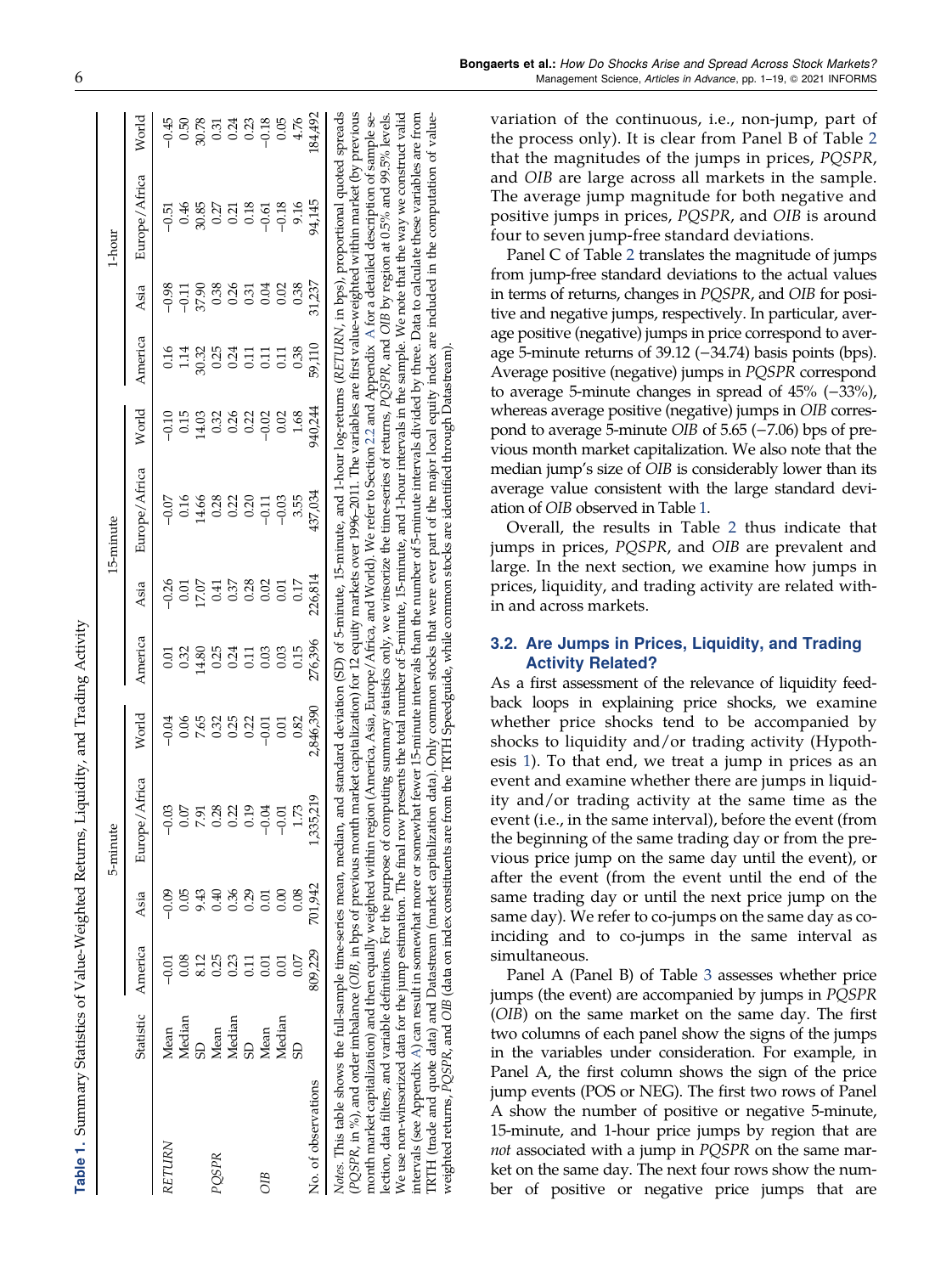**Table 1.** Summary Statistics of Value-Weighted Returns, Liquidity, and Trading Activity

| | | 5-minute | | | | 15-minute | | | | 1-hour | | | |
|---|---|---|---|---|---|---|---|---|---|---|---|---|---|
| | Statistic | America | Asia | Europe/Africa | World | America | Asia | Europe/Africa | World | America | Asia | Europe/Africa | World |
| *RETURN* | Mean | −0.01 | −0.09 | −0.03 | −0.04 | 0.01 | −0.26 | −0.07 | −0.10 | 0.16 | −0.98 | −0.51 | −0.45 |
| | Median | 0.08 | 0.05 | 0.07 | 0.06 | 0.32 | 0.01 | 0.16 | 0.15 | 1.14 | −0.11 | 0.46 | 0.50 |
| | SD | 8.12 | 9.43 | 7.91 | 7.65 | 14.80 | 17.07 | 14.66 | 14.03 | 30.32 | 37.90 | 30.85 | 30.78 |
| *PQSPR* | Mean | 0.25 | 0.40 | 0.28 | 0.32 | 0.25 | 0.41 | 0.28 | 0.32 | 0.25 | 0.38 | 0.27 | 0.31 |
| | Median | 0.23 | 0.36 | 0.22 | 0.25 | 0.24 | 0.37 | 0.22 | 0.26 | 0.24 | 0.26 | 0.21 | 0.24 |
| | SD | 0.11 | 0.29 | 0.19 | 0.22 | 0.11 | 0.28 | 0.20 | 0.22 | 0.11 | 0.31 | 0.18 | 0.23 |
| *OIB* | Mean | 0.01 | 0.01 | −0.04 | −0.01 | 0.03 | 0.02 | −0.11 | −0.02 | 0.11 | 0.04 | −0.61 | −0.18 |
| | Median | 0.01 | 0.00 | −0.01 | 0.01 | 0.03 | 0.01 | −0.03 | 0.02 | 0.11 | 0.02 | −0.18 | 0.05 |
| | SD | 0.07 | 0.08 | 1.73 | 0.82 | 0.15 | 0.17 | 3.55 | 1.68 | 0.38 | 0.38 | 9.16 | 4.76 |
| No. of observations | | 809,229 | 701,942 | 1,335,219 | 2,846,390 | 276,396 | 226,814 | 437,034 | 940,244 | 59,110 | 31,237 | 94,145 | 184,492 |

*Notes.* This table shows the full-sample time-series mean, median, and standard deviation (SD) of 5-minute, 15-minute, and 1-hour log-returns (*RETURN*, in bps), proportional quoted spreads (*PQSPR*, in %), and order imbalance (*OIB*, in bps of previous month market capitalization) for 12 equity markets over 1996–2011. The variables are first value-weighted within market (by previous month market capitalization) and then equally weighted within region (America, Asia, Europe/Africa, and World). We refer to Section 2.2 and Appendix A for a detailed description of sample selection, data filters, and variable definitions. For the purpose of computing summary statistics only, we winsorize the time-series of returns, *PQSPR*, and *OIB* by region at 0.5% and 99.5% levels. We use non-winsorized data for the jump estimation. The final row presents the total number of 5-minute, 15-minute, and 1-hour intervals in the sample. We note that the way we construct valid intervals (see Appendix A) can result in somewhat more or somewhat fewer 15-minute intervals than the number of 5-minute intervals divided by three. Data to calculate these variables are from TRTH (trade and quote data) and Datastream (market capitalization data). Only common stocks that were ever part of the major local equity index are included in the computation of value-weighted returns, *PQSPR*, and *OIB* (data on index constituents are from the TRTH Speedguide, while common stocks are identified through Datastream).

variation of the continuous, i.e., non-jump, part of the process only). It is clear from Panel B of Table 2 that the magnitudes of the jumps in prices, *PQSPR*, and *OIB* are large across all markets in the sample. The average jump magnitude for both negative and positive jumps in prices, *PQSPR*, and *OIB* is around four to seven jump-free standard deviations.

Panel C of Table 2 translates the magnitude of jumps from jump-free standard deviations to the actual values in terms of returns, changes in *PQSPR*, and *OIB* for positive and negative jumps, respectively. In particular, average positive (negative) jumps in price correspond to average 5-minute returns of 39.12 (−34.74) basis points (bps). Average positive (negative) jumps in *PQSPR* correspond to average 5-minute changes in spread of 45% (−33%), whereas average positive (negative) jumps in *OIB* correspond to average 5-minute *OIB* of 5.65 (−7.06) bps of previous month market capitalization. We also note that the median jump's size of *OIB* is considerably lower than its average value consistent with the large standard deviation of *OIB* observed in Table 1.

Overall, the results in Table 2 thus indicate that jumps in prices, *PQSPR*, and *OIB* are prevalent and large. In the next section, we examine how jumps in prices, liquidity, and trading activity are related within and across markets.

### 3.2. Are Jumps in Prices, Liquidity, and Trading Activity Related?

As a first assessment of the relevance of liquidity feedback loops in explaining price shocks, we examine whether price shocks tend to be accompanied by shocks to liquidity and/or trading activity (Hypothesis 1). To that end, we treat a jump in prices as an event and examine whether there are jumps in liquidity and/or trading activity at the same time as the event (i.e., in the same interval), before the event (from the beginning of the same trading day or from the previous price jump on the same day until the event), or after the event (from the event until the end of the same trading day or until the next price jump on the same day). We refer to co-jumps on the same day as coinciding and to co-jumps in the same interval as simultaneous.

Panel A (Panel B) of Table 3 assesses whether price jumps (the event) are accompanied by jumps in *PQSPR* (*OIB*) on the same market on the same day. The first two columns of each panel show the signs of the jumps in the variables under consideration. For example, in Panel A, the first column shows the sign of the price jump events (POS or NEG). The first two rows of Panel A show the number of positive or negative 5-minute, 15-minute, and 1-hour price jumps by region that are *not* associated with a jump in *PQSPR* on the same market on the same day. The next four rows show the number of positive or negative price jumps that are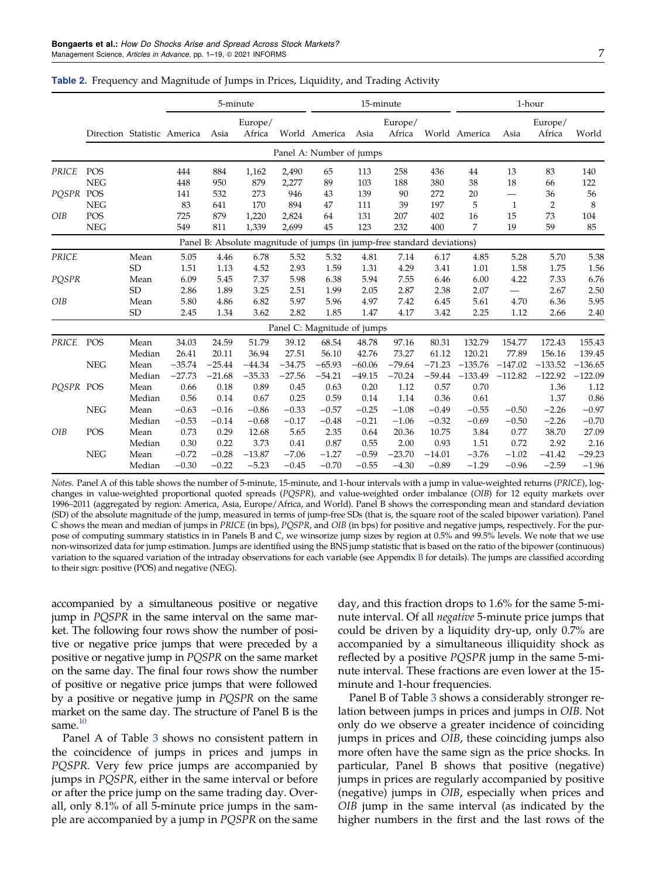**Table 2.** Frequency and Magnitude of Jumps in Prices, Liquidity, and Trading Activity

| | | | 5-minute | | | | 15-minute | | | | 1-hour | | | |
|---|---|---|---|---|---|---|---|---|---|---|---|---|---|---|
| | Direction | Statistic | America | Asia | Europe/Africa | World | America | Asia | Europe/Africa | World | America | Asia | Europe/Africa | World |
| **Panel A: Number of jumps** | | | | | | | | | | | | | | |
| *PRICE* | POS | | 444 | 884 | 1,162 | 2,490 | 65 | 113 | 258 | 436 | 44 | 13 | 83 | 140 |
| | NEG | | 448 | 950 | 879 | 2,277 | 89 | 103 | 188 | 380 | 38 | 18 | 66 | 122 |
| *PQSPR* | POS | | 141 | 532 | 273 | 946 | 43 | 139 | 90 | 272 | 20 | — | 36 | 56 |
| | NEG | | 83 | 641 | 170 | 894 | 47 | 111 | 39 | 197 | 5 | 1 | 2 | 8 |
| *OIB* | POS | | 725 | 879 | 1,220 | 2,824 | 64 | 131 | 207 | 402 | 16 | 15 | 73 | 104 |
| | NEG | | 549 | 811 | 1,339 | 2,699 | 45 | 123 | 232 | 400 | 7 | 19 | 59 | 85 |
| **Panel B: Absolute magnitude of jumps (in jump-free standard deviations)** | | | | | | | | | | | | | | |
| *PRICE* | | Mean | 5.05 | 4.46 | 6.78 | 5.52 | 5.32 | 4.81 | 7.14 | 6.17 | 4.85 | 5.28 | 5.70 | 5.38 |
| | | SD | 1.51 | 1.13 | 4.52 | 2.93 | 1.59 | 1.31 | 4.29 | 3.41 | 1.01 | 1.58 | 1.75 | 1.56 |
| *PQSPR* | | Mean | 6.09 | 5.45 | 7.37 | 5.98 | 6.38 | 5.94 | 7.55 | 6.46 | 6.00 | 4.22 | 7.33 | 6.76 |
| | | SD | 2.86 | 1.89 | 3.25 | 2.51 | 1.99 | 2.05 | 2.87 | 2.38 | 2.07 | — | 2.67 | 2.50 |
| *OIB* | | Mean | 5.80 | 4.86 | 6.82 | 5.97 | 5.96 | 4.97 | 7.42 | 6.45 | 5.61 | 4.70 | 6.36 | 5.95 |
| | | SD | 2.45 | 1.34 | 3.62 | 2.82 | 1.85 | 1.47 | 4.17 | 3.42 | 2.25 | 1.12 | 2.66 | 2.40 |
| **Panel C: Magnitude of jumps** | | | | | | | | | | | | | | |
| *PRICE* | POS | Mean | 34.03 | 24.59 | 51.79 | 39.12 | 68.54 | 48.78 | 97.16 | 80.31 | 132.79 | 154.77 | 172.43 | 155.43 |
| | | Median | 26.41 | 20.11 | 36.94 | 27.51 | 56.10 | 42.76 | 73.27 | 61.12 | 120.21 | 77.89 | 156.16 | 139.45 |
| | NEG | Mean | −35.74 | −25.44 | −44.34 | −34.75 | −65.93 | −60.06 | −79.64 | −71.23 | −135.76 | −147.02 | −133.52 | −136.65 |
| | | Median | −27.73 | −21.68 | −35.33 | −27.56 | −54.21 | −49.15 | −70.24 | −59.44 | −133.49 | −112.82 | −122.92 | −122.09 |
| *PQSPR* | POS | Mean | 0.66 | 0.18 | 0.89 | 0.45 | 0.63 | 0.20 | 1.12 | 0.57 | 0.70 | | 1.36 | 1.12 |
| | | Median | 0.56 | 0.14 | 0.67 | 0.25 | 0.59 | 0.14 | 1.14 | 0.36 | 0.61 | | 1.37 | 0.86 |
| | NEG | Mean | −0.63 | −0.16 | −0.86 | −0.33 | −0.57 | −0.25 | −1.08 | −0.49 | −0.55 | −0.50 | −2.26 | −0.97 |
| | | Median | −0.53 | −0.14 | −0.68 | −0.17 | −0.48 | −0.21 | −1.06 | −0.32 | −0.69 | −0.50 | −2.26 | −0.70 |
| *OIB* | POS | Mean | 0.73 | 0.29 | 12.68 | 5.65 | 2.35 | 0.64 | 20.36 | 10.75 | 3.84 | 0.77 | 38.70 | 27.09 |
| | | Median | 0.30 | 0.22 | 3.73 | 0.41 | 0.87 | 0.55 | 2.00 | 0.93 | 1.51 | 0.72 | 2.92 | 2.16 |
| | NEG | Mean | −0.72 | −0.28 | −13.87 | −7.06 | −1.27 | −0.59 | −23.70 | −14.01 | −3.76 | −1.02 | −41.42 | −29.23 |
| | | Median | −0.30 | −0.22 | −5.23 | −0.45 | −0.70 | −0.55 | −4.30 | −0.89 | −1.29 | −0.96 | −2.59 | −1.96 |

*Notes.* Panel A of this table shows the number of 5-minute, 15-minute, and 1-hour intervals with a jump in value-weighted returns (*PRICE*), log-changes in value-weighted proportional quoted spreads (*PQSPR*), and value-weighted order imbalance (*OIB*) for 12 equity markets over 1996–2011 (aggregated by region: America, Asia, Europe/Africa, and World). Panel B shows the corresponding mean and standard deviation (SD) of the absolute magnitude of the jump, measured in terms of jump-free SDs (that is, the square root of the scaled bipower variation). Panel C shows the mean and median of jumps in *PRICE* (in bps), *PQSPR*, and *OIB* (in bps) for positive and negative jumps, respectively. For the purpose of computing summary statistics in in Panels B and C, we winsorize jump sizes by region at 0.5% and 99.5% levels. We note that we use non-winsorized data for jump estimation. Jumps are identified using the BNS jump statistic that is based on the ratio of the bipower (continuous) variation to the squared variation of the intraday observations for each variable (see Appendix B for details). The jumps are classified according to their sign: positive (POS) and negative (NEG).

accompanied by a simultaneous positive or negative jump in *PQSPR* in the same interval on the same market. The following four rows show the number of positive or negative price jumps that were preceded by a positive or negative jump in *PQSPR* on the same market on the same day. The final four rows show the number of positive or negative price jumps that were followed by a positive or negative jump in *PQSPR* on the same market on the same day. The structure of Panel B is the same.[10]

Panel A of Table 3 shows no consistent pattern in the coincidence of jumps in prices and jumps in *PQSPR*. Very few price jumps are accompanied by jumps in *PQSPR*, either in the same interval or before or after the price jump on the same trading day. Overall, only 8.1% of all 5-minute price jumps in the sample are accompanied by a jump in *PQSPR* on the same day, and this fraction drops to 1.6% for the same 5-minute interval. Of all *negative* 5-minute price jumps that could be driven by a liquidity dry-up, only 0.7% are accompanied by a simultaneous illiquidity shock as reflected by a positive *PQSPR* jump in the same 5-minute interval. These fractions are even lower at the 15-minute and 1-hour frequencies.

Panel B of Table 3 shows a considerably stronger relation between jumps in prices and jumps in *OIB*. Not only do we observe a greater incidence of coinciding jumps in prices and *OIB*, these coinciding jumps also more often have the same sign as the price shocks. In particular, Panel B shows that positive (negative) jumps in prices are regularly accompanied by positive (negative) jumps in *OIB*, especially when prices and *OIB* jump in the same interval (as indicated by the higher numbers in the first and the last rows of the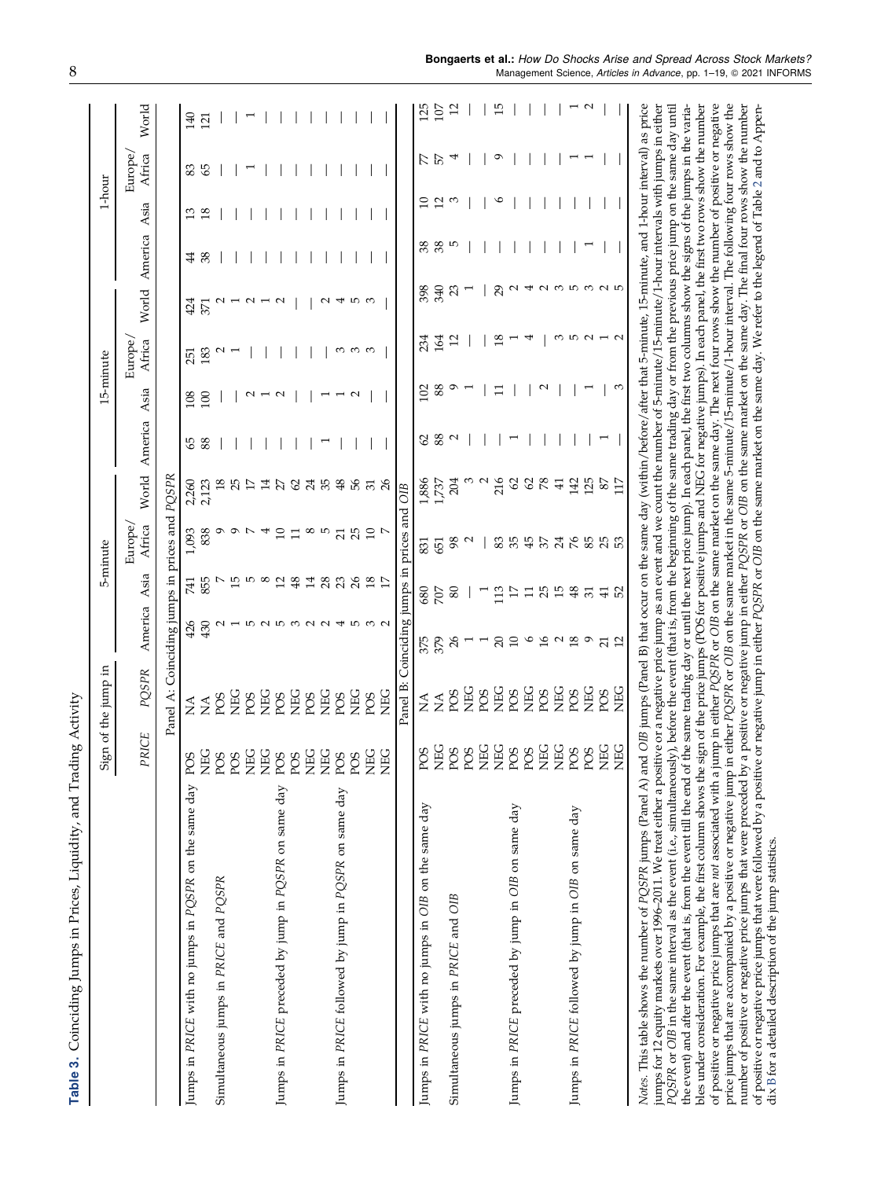**Table 3.** Coinciding Jumps in Prices, Liquidity, and Trading Activity

| | Sign of the jump in | | 5-minute | | | | 15-minute | | | | 1-hour | | | |
|---|---|---|---|---|---|---|---|---|---|---|---|---|---|---|
| | *PRICE* | *PQSPR* | America | Asia | Europe/ Africa | World | America | Asia | Europe/ Africa | World | America | Asia | Europe/ Africa | World |
| **Panel A: Coinciding jumps in prices and *PQSPR*** | | | | | | | | | | | | | | |
| Jumps in *PRICE* with no jumps in *PQSPR* on the same day | POS | NA | 426 | 741 | 1,093 | 2,260 | 65 | 108 | 251 | 424 | 44 | 13 | 83 | 140 |
| | NEG | NA | 430 | 855 | 838 | 2,123 | 88 | 100 | 183 | 371 | 38 | 18 | 65 | 121 |
| Simultaneous jumps in *PRICE* and *PQSPR* | POS | POS | 2 | 7 | 9 | 18 | — | — | 2 | 2 | — | — | — | — |
| | POS | NEG | 1 | 15 | 9 | 25 | — | — | 1 | 1 | — | — | — | — |
| | NEG | POS | 5 | 5 | 7 | 17 | — | 2 | — | 2 | — | — | 1 | 1 |
| | NEG | NEG | 2 | 8 | 4 | 14 | — | 1 | — | 1 | — | — | — | — |
| Jumps in *PRICE* preceded by jump in *PQSPR* on same day | POS | POS | 5 | 12 | 10 | 27 | — | 2 | — | 2 | — | — | — | — |
| | POS | NEG | 3 | 48 | 11 | 62 | — | — | — | — | — | — | — | — |
| | NEG | POS | 2 | 14 | 8 | 24 | — | — | — | — | — | — | — | — |
| | NEG | NEG | 2 | 28 | 5 | 35 | 1 | 1 | — | 2 | — | — | — | — |
| Jumps in *PRICE* followed by jump in *PQSPR* on same day | POS | POS | 4 | 23 | 21 | 48 | — | 1 | 3 | 4 | — | — | — | — |
| | POS | NEG | 5 | 26 | 25 | 56 | — | 2 | 3 | 5 | — | — | — | — |
| | NEG | POS | 3 | 18 | 10 | 31 | — | — | 3 | 3 | — | — | — | — |
| | NEG | NEG | 2 | 17 | 7 | 26 | — | — | — | — | — | — | — | — |
| **Panel B: Coinciding jumps in prices and *OIB*** | | | | | | | | | | | | | | |
| Jumps in *PRICE* with no jumps in *OIB* on the same day | POS | NA | 375 | 680 | 831 | 1,886 | 62 | 102 | 234 | 398 | 38 | 10 | 77 | 125 |
| | NEG | NA | 379 | 707 | 651 | 1,737 | 88 | 88 | 164 | 340 | 38 | 12 | 57 | 107 |
| Simultaneous jumps in *PRICE* and *OIB* | POS | POS | 26 | 80 | 98 | 204 | 2 | 9 | 12 | 23 | 5 | 3 | 4 | 12 |
| | POS | NEG | 1 | — | 2 | 3 | — | 1 | — | 1 | — | — | — | — |
| | NEG | POS | 1 | 1 | — | 2 | — | — | — | — | — | — | — | — |
| | NEG | NEG | 20 | 113 | 83 | 216 | — | 11 | 18 | 29 | — | 6 | 9 | 15 |
| Jumps in *PRICE* preceded by jump in *OIB* on same day | POS | POS | 10 | 17 | 35 | 62 | 1 | — | 1 | 2 | — | — | — | — |
| | POS | NEG | 6 | 11 | 45 | 62 | — | — | 4 | 4 | — | — | — | — |
| | NEG | POS | 16 | 25 | 37 | 78 | — | 2 | — | 2 | — | — | — | — |
| | NEG | NEG | 2 | 15 | 24 | 41 | — | — | 3 | 3 | — | — | — | — |
| Jumps in *PRICE* followed by jump in *OIB* on same day | POS | POS | 18 | 48 | 76 | 142 | — | — | 5 | 5 | — | — | 1 | 1 |
| | POS | NEG | 9 | 31 | 85 | 125 | — | 1 | 2 | 3 | 1 | — | 1 | 2 |
| | NEG | POS | 21 | 41 | 25 | 87 | 1 | — | 1 | 2 | — | — | — | — |
| | NEG | NEG | 12 | 52 | 53 | 117 | — | 3 | 2 | 5 | — | — | — | — |

*Notes.* This table shows the number of *PQSPR* jumps (Panel A) and *OIB* jumps (Panel B) that occur on the same day (within/before/after that 5-minute, 15-minute, and 1-hour interval) as price jumps for 12 equity markets over 1996–2011. We treat either a positive or a negative price jump as an event and we count the number of 5-minute/15-minute/1-hour intervals with jumps in either *PQSPR* or *OIB* in the same interval as the event (i.e., simultaneously), before the event (that is, from the beginning of the same trading day or from the previous price jump on the same day until the event) and after the event (that is, from the event till the end of the same trading day or until the next price jump). In each panel, the first two columns show the signs of the jumps in the variables under consideration. For example, the first column shows the sign of the price jumps (POS for positive jumps and NEG for negative jumps). In each panel, the first two rows show the number of positive or negative price jumps that are *not* associated with a jump in either *PQSPR* or *OIB* on the same market on the same day. The next four rows show the number of positive or negative price jumps that are accompanied by a positive or negative jump in either *PQSPR* or *OIB* on the same market in the same 5-minute/15-minute/1-hour interval. The following four rows show the number of positive or negative price jumps that were preceded by a positive or negative jump in either *PQSPR* or *OIB* on the same market on the same day. The final four rows show the number of positive or negative price jumps that were followed by a positive or negative jump in either *PQSPR* or *OIB* on the same market on the same day. We refer to the legend of Table 2 and to Appendix B for a detailed description of the jump statistics.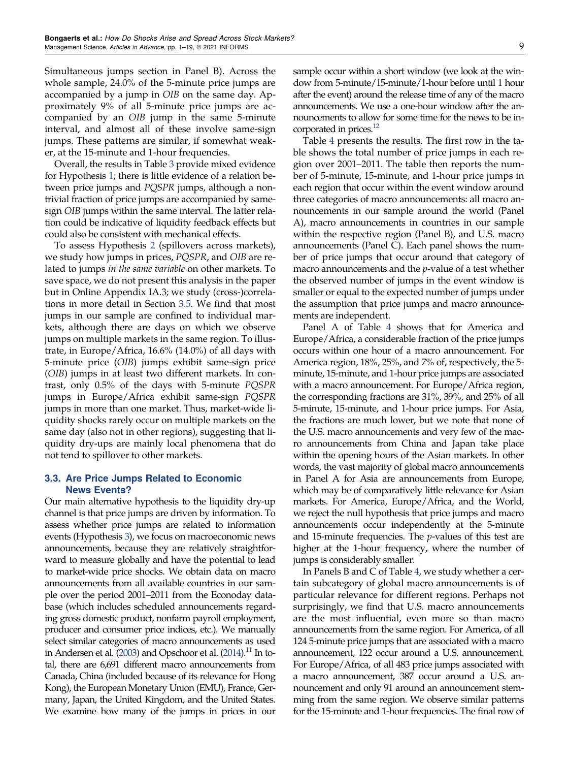Simultaneous jumps section in Panel B). Across the whole sample, 24.0% of the 5-minute price jumps are accompanied by a jump in *OIB* on the same day. Approximately 9% of all 5-minute price jumps are accompanied by an *OIB* jump in the same 5-minute interval, and almost all of these involve same-sign jumps. These patterns are similar, if somewhat weaker, at the 15-minute and 1-hour frequencies.

Overall, the results in Table 3 provide mixed evidence for Hypothesis 1; there is little evidence of a relation between price jumps and *PQSPR* jumps, although a nontrivial fraction of price jumps are accompanied by same-sign *OIB* jumps within the same interval. The latter relation could be indicative of liquidity feedback effects but could also be consistent with mechanical effects.

To assess Hypothesis 2 (spillovers across markets), we study how jumps in prices, *PQSPR*, and *OIB* are related to jumps *in the same variable* on other markets. To save space, we do not present this analysis in the paper but in Online Appendix IA.3; we study (cross-)correlations in more detail in Section 3.5. We find that most jumps in our sample are confined to individual markets, although there are days on which we observe jumps on multiple markets in the same region. To illustrate, in Europe/Africa, 16.6% (14.0%) of all days with 5-minute price (*OIB*) jumps exhibit same-sign price (*OIB*) jumps in at least two different markets. In contrast, only 0.5% of the days with 5-minute *PQSPR* jumps in Europe/Africa exhibit same-sign *PQSPR* jumps in more than one market. Thus, market-wide liquidity shocks rarely occur on multiple markets on the same day (also not in other regions), suggesting that liquidity dry-ups are mainly local phenomena that do not tend to spillover to other markets.

### 3.3. Are Price Jumps Related to Economic News Events?

Our main alternative hypothesis to the liquidity dry-up channel is that price jumps are driven by information. To assess whether price jumps are related to information events (Hypothesis 3), we focus on macroeconomic news announcements, because they are relatively straightforward to measure globally and have the potential to lead to market-wide price shocks. We obtain data on macro announcements from all available countries in our sample over the period 2001–2011 from the Econoday database (which includes scheduled announcements regarding gross domestic product, nonfarm payroll employment, producer and consumer price indices, etc.). We manually select similar categories of macro announcements as used in Andersen et al. (2003) and Opschoor et al. (2014).[11] In total, there are 6,691 different macro announcements from Canada, China (included because of its relevance for Hong Kong), the European Monetary Union (EMU), France, Germany, Japan, the United Kingdom, and the United States. We examine how many of the jumps in prices in our sample occur within a short window (we look at the window from 5-minute/15-minute/1-hour before until 1 hour after the event) around the release time of any of the macro announcements. We use a one-hour window after the announcements to allow for some time for the news to be incorporated in prices.[12]

Table 4 presents the results. The first row in the table shows the total number of price jumps in each region over 2001–2011. The table then reports the number of 5-minute, 15-minute, and 1-hour price jumps in each region that occur within the event window around three categories of macro announcements: all macro announcements in our sample around the world (Panel A), macro announcements in countries in our sample within the respective region (Panel B), and U.S. macro announcements (Panel C). Each panel shows the number of price jumps that occur around that category of macro announcements and the *p*-value of a test whether the observed number of jumps in the event window is smaller or equal to the expected number of jumps under the assumption that price jumps and macro announcements are independent.

Panel A of Table 4 shows that for America and Europe/Africa, a considerable fraction of the price jumps occurs within one hour of a macro announcement. For America region, 18%, 25%, and 7% of, respectively, the 5-minute, 15-minute, and 1-hour price jumps are associated with a macro announcement. For Europe/Africa region, the corresponding fractions are 31%, 39%, and 25% of all 5-minute, 15-minute, and 1-hour price jumps. For Asia, the fractions are much lower, but we note that none of the U.S. macro announcements and very few of the macro announcements from China and Japan take place within the opening hours of the Asian markets. In other words, the vast majority of global macro announcements in Panel A for Asia are announcements from Europe, which may be of comparatively little relevance for Asian markets. For America, Europe/Africa, and the World, we reject the null hypothesis that price jumps and macro announcements occur independently at the 5-minute and 15-minute frequencies. The *p*-values of this test are higher at the 1-hour frequency, where the number of jumps is considerably smaller.

In Panels B and C of Table 4, we study whether a certain subcategory of global macro announcements is of particular relevance for different regions. Perhaps not surprisingly, we find that U.S. macro announcements are the most influential, even more so than macro announcements from the same region. For America, of all 124 5-minute price jumps that are associated with a macro announcement, 122 occur around a U.S. announcement. For Europe/Africa, of all 483 price jumps associated with a macro announcement, 387 occur around a U.S. announcement and only 91 around an announcement stemming from the same region. We observe similar patterns for the 15-minute and 1-hour frequencies. The final row of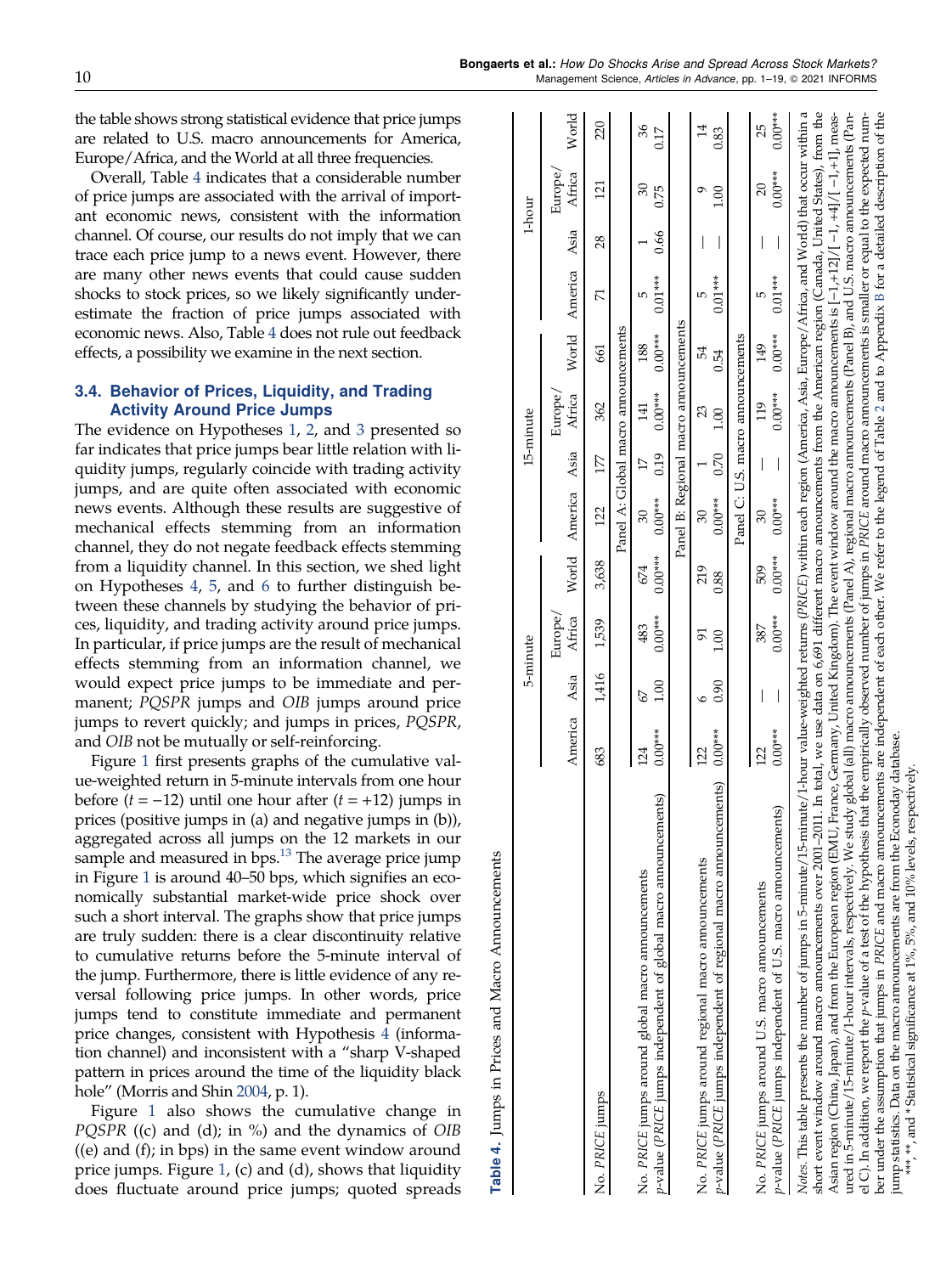the table shows strong statistical evidence that price jumps are related to U.S. macro announcements for America, Europe/Africa, and the World at all three frequencies.

Overall, Table 4 indicates that a considerable number of price jumps are associated with the arrival of important economic news, consistent with the information channel. Of course, our results do not imply that we can trace each price jump to a news event. However, there are many other news events that could cause sudden shocks to stock prices, so we likely significantly underestimate the fraction of price jumps associated with economic news. Also, Table 4 does not rule out feedback effects, a possibility we examine in the next section.

### 3.4. Behavior of Prices, Liquidity, and Trading Activity Around Price Jumps

The evidence on Hypotheses 1, 2, and 3 presented so far indicates that price jumps bear little relation with liquidity jumps, regularly coincide with trading activity jumps, and are quite often associated with economic news events. Although these results are suggestive of mechanical effects stemming from an information channel, they do not negate feedback effects stemming from a liquidity channel. In this section, we shed light on Hypotheses 4, 5, and 6 to further distinguish between these channels by studying the behavior of prices, liquidity, and trading activity around price jumps. In particular, if price jumps are the result of mechanical effects stemming from an information channel, we would expect price jumps to be immediate and permanent; *PQSPR* jumps and *OIB* jumps around price jumps to revert quickly; and jumps in prices, *PQSPR*, and *OIB* not be mutually or self-reinforcing.

Figure 1 first presents graphs of the cumulative value-weighted return in 5-minute intervals from one hour before ($t = -12$) until one hour after ($t = +12$) jumps in prices (positive jumps in (a) and negative jumps in (b)), aggregated across all jumps on the 12 markets in our sample and measured in bps.[13] The average price jump in Figure 1 is around 40–50 bps, which signifies an economically substantial market-wide price shock over such a short interval. The graphs show that price jumps are truly sudden: there is a clear discontinuity relative to cumulative returns before the 5-minute interval of the jump. Furthermore, there is little evidence of any reversal following price jumps. In other words, price jumps tend to constitute immediate and permanent price changes, consistent with Hypothesis 4 (information channel) and inconsistent with a "sharp V-shaped pattern in prices around the time of the liquidity black hole" (Morris and Shin 2004, p. 1).

Figure 1 also shows the cumulative change in *PQSPR* ((c) and (d); in %) and the dynamics of *OIB* ((e) and (f); in bps) in the same event window around price jumps. Figure 1, (c) and (d), shows that liquidity does fluctuate around price jumps; quoted spreads

**Table 4.** Jumps in Prices and Macro Announcements

| | 5-minute | | | | 15-minute | | | | 1-hour | | | |
|---|---|---|---|---|---|---|---|---|---|---|---|---|
| | America | Asia | Europe/ Africa | World | America | Asia | Europe/ Africa | World | America | Asia | Europe/ Africa | World |
| No. *PRICE* jumps | 683 | 1,416 | 1,539 | 3,638 | 122 | 177 | 362 | 661 | 71 | 28 | 121 | 220 |
| **Panel A: Global macro announcements** | | | | | | | | | | | | |
| No. *PRICE* jumps around global macro announcements | 124 | 67 | 483 | 674 | 30 | 17 | 141 | 188 | 5 | 1 | 30 | 36 |
| *p*-value (*PRICE* jumps independent of global macro announcements) | 0.00*** | 1.00 | 0.00*** | 0.00*** | 0.00*** | 0.19 | 0.00*** | 0.00*** | 0.01*** | 0.66 | 0.75 | 0.17 |
| **Panel B: Regional macro announcements** | | | | | | | | | | | | |
| No. *PRICE* jumps around regional macro announcements | 122 | 6 | 91 | 219 | 30 | 1 | 23 | 54 | 5 | — | 9 | 14 |
| *p*-value (*PRICE* jumps independent of regional macro announcements) | 0.00*** | 0.90 | 1.00 | 0.88 | 0.00*** | 0.70 | 1.00 | 0.54 | 0.01*** | — | 1.00 | 0.83 |
| **Panel C: U.S. macro announcements** | | | | | | | | | | | | |
| No. *PRICE* jumps around U.S. macro announcements | 122 | — | 387 | 509 | 30 | — | 119 | 149 | 5 | — | 20 | 25 |
| *p*-value (*PRICE* jumps independent of U.S. macro announcements) | 0.00*** | — | 0.00*** | 0.00*** | 0.00*** | — | 0.00*** | 0.00*** | 0.01*** | — | 0.00*** | 0.00*** |

*Notes.* This table presents the number of jumps in 5-minute/15-minute/1-hour value-weighted returns (*PRICE*) within each region (America, Asia, Europe/Africa, and World) that occur within a short event window around macro announcements over 2001–2011. In total, we use data on 6,691 different macro announcements from the American region (Canada, United States), from the Asian region (China, Japan), and from the European region (EMU, France, Germany, United Kingdom). The event window around the macro announcements is [−1,+12]/[−1, +4]/[−1,+1], measured in 5-minute/15-minute/1-hour intervals, respectively. We study global (all) macro announcements (Panel A), regional macro announcements (Panel B), and U.S. macro announcements (Panel C). In addition, we report the *p*-value of a test of the hypothesis that the empirically observed number of jumps in *PRICE* around macro announcements is smaller or equal to the expected number under the assumption that jumps in *PRICE* and macro announcements are independent of each other. We refer to the legend of Table 2 and to Appendix B for a detailed description of the jump statistics. Data on the macro announcements are from the Econoday database.

***, **, and *Statistical significance at 1%, 5%, and 10% levels, respectively.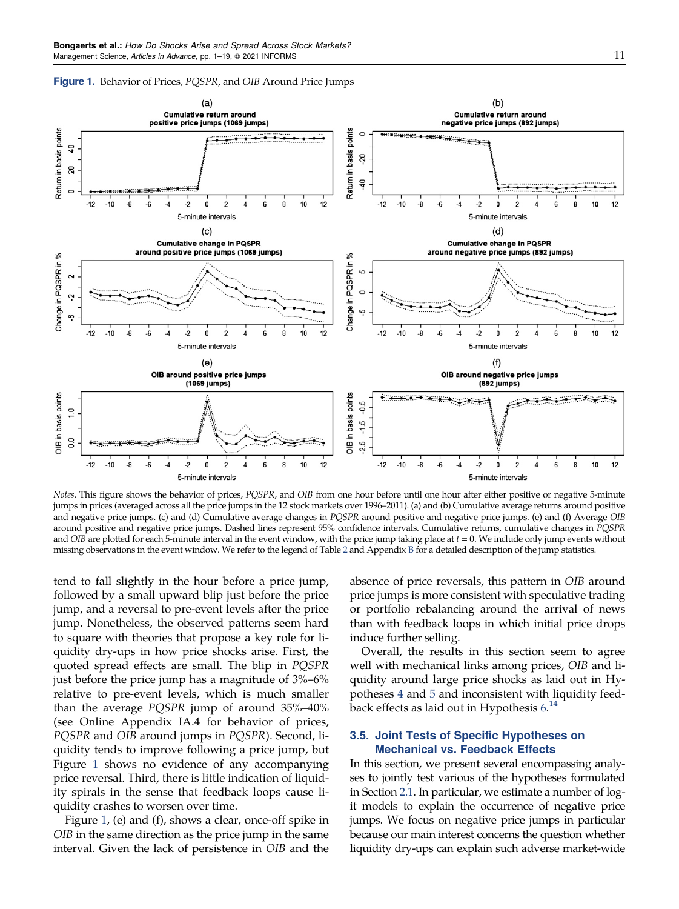**Figure 1.** Behavior of Prices, *PQSPR*, and *OIB* Around Price Jumps

*Notes.* This figure shows the behavior of prices, *PQSPR*, and *OIB* from one hour before until one hour after either positive or negative 5-minute jumps in prices (averaged across all the price jumps in the 12 stock markets over 1996–2011). (a) and (b) Cumulative average returns around positive and negative price jumps. (c) and (d) Cumulative average changes in *PQSPR* around positive and negative price jumps. (e) and (f) Average *OIB* around positive and negative price jumps. Dashed lines represent 95% confidence intervals. Cumulative returns, cumulative changes in *PQSPR* and *OIB* are plotted for each 5-minute interval in the event window, with the price jump taking place at $t = 0$. We include only jump events without missing observations in the event window. We refer to the legend of Table 2 and Appendix B for a detailed description of the jump statistics.

tend to fall slightly in the hour before a price jump, followed by a small upward blip just before the price jump, and a reversal to pre-event levels after the price jump. Nonetheless, the observed patterns seem hard to square with theories that propose a key role for liquidity dry-ups in how price shocks arise. First, the quoted spread effects are small. The blip in *PQSPR* just before the price jump has a magnitude of 3%–6% relative to pre-event levels, which is much smaller than the average *PQSPR* jump of around 35%–40% (see Online Appendix IA.4 for behavior of prices, *PQSPR* and *OIB* around jumps in *PQSPR*). Second, liquidity tends to improve following a price jump, but Figure 1 shows no evidence of any accompanying price reversal. Third, there is little indication of liquidity spirals in the sense that feedback loops cause liquidity crashes to worsen over time.

Figure 1, (e) and (f), shows a clear, once-off spike in *OIB* in the same direction as the price jump in the same interval. Given the lack of persistence in *OIB* and the absence of price reversals, this pattern in *OIB* around price jumps is more consistent with speculative trading or portfolio rebalancing around the arrival of news than with feedback loops in which initial price drops induce further selling.

Overall, the results in this section seem to agree well with mechanical links among prices, *OIB* and liquidity around large price shocks as laid out in Hypotheses 4 and 5 and inconsistent with liquidity feedback effects as laid out in Hypothesis 6.[14]

### 3.5. Joint Tests of Specific Hypotheses on Mechanical vs. Feedback Effects

In this section, we present several encompassing analyses to jointly test various of the hypotheses formulated in Section 2.1. In particular, we estimate a number of logit models to explain the occurrence of negative price jumps. We focus on negative price jumps in particular because our main interest concerns the question whether liquidity dry-ups can explain such adverse market-wide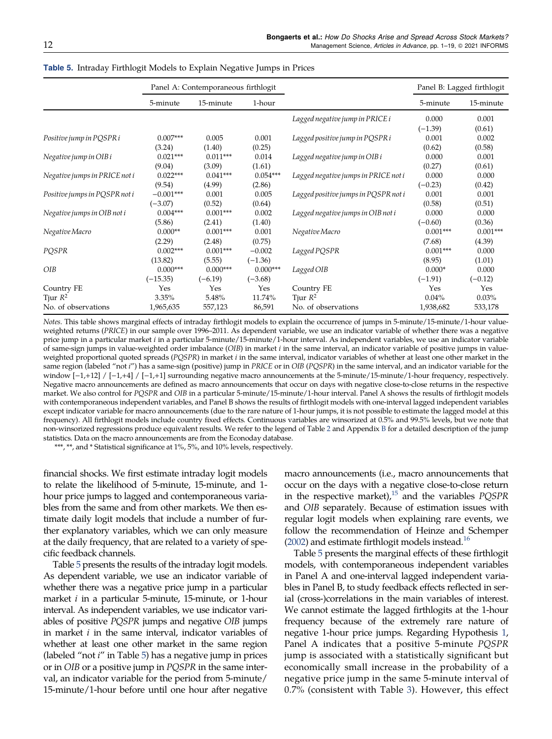**Table 5.** Intraday Firthlogit Models to Explain Negative Jumps in Prices

| | Panel A: Contemporaneous firthlogit | | | | Panel B: Lagged firthlogit | |
|---|---|---|---|---|---|---|
| | 5-minute | 15-minute | 1-hour | | 5-minute | 15-minute |
| | | | | *Lagged negative jump in PRICE i* | 0.000 | 0.001 |
| | | | | | (−1.39) | (0.61) |
| *Positive jump in PQSPR i* | 0.007*** | 0.005 | 0.001 | *Lagged positive jump in PQSPR i* | 0.001 | 0.002 |
| | (3.24) | (1.40) | (0.25) | | (0.62) | (0.58) |
| *Negative jump in OIB i* | 0.021*** | 0.011*** | 0.014 | *Lagged negative jump in OIB i* | 0.000 | 0.001 |
| | (9.04) | (3.09) | (1.61) | | (0.27) | (0.61) |
| *Negative jumps in PRICE not i* | 0.022*** | 0.041*** | 0.054*** | *Lagged negative jumps in PRICE not i* | 0.000 | 0.000 |
| | (9.54) | (4.99) | (2.86) | | (−0.23) | (0.42) |
| *Positive jumps in PQSPR not i* | −0.001*** | 0.001 | 0.005 | *Lagged positive jumps in PQSPR not i* | 0.001 | 0.001 |
| | (−3.07) | (0.52) | (0.64) | | (0.58) | (0.51) |
| *Negative jumps in OIB not i* | 0.004*** | 0.001*** | 0.002 | *Lagged negative jumps in OIB not i* | 0.000 | 0.000 |
| | (5.86) | (2.41) | (1.40) | | (−0.60) | (0.36) |
| *Negative Macro* | 0.000** | 0.001*** | 0.001 | *Negative Macro* | 0.001*** | 0.001*** |
| | (2.29) | (2.48) | (0.75) | | (7.68) | (4.39) |
| *PQSPR* | 0.002*** | 0.001*** | −0.002 | *Lagged PQSPR* | 0.001*** | 0.000 |
| | (13.82) | (5.55) | (−1.36) | | (8.95) | (1.01) |
| *OIB* | 0.000*** | 0.000*** | 0.000*** | *Lagged OIB* | 0.000* | 0.000 |
| | (−15.35) | (−6.19) | (−3.68) | | (−1.91) | (−0.12) |
| Country FE | Yes | Yes | Yes | Country FE | Yes | Yes |
| Tjur $R^2$ | 3.35% | 5.48% | 11.74% | Tjur $R^2$ | 0.04% | 0.03% |
| No. of observations | 1,965,635 | 557,123 | 86,591 | No. of observations | 1,938,682 | 533,178 |

*Notes.* This table shows marginal effects of intraday firthlogit models to explain the occurrence of jumps in 5-minute/15-minute/1-hour value-weighted returns (*PRICE*) in our sample over 1996–2011. As dependent variable, we use an indicator variable of whether there was a negative price jump in a particular market *i* in a particular 5-minute/15-minute/1-hour interval. As independent variables, we use an indicator variable of same-sign jumps in value-weighted order imbalance (*OIB*) in market *i* in the same interval, an indicator variable of positive jumps in value-weighted proportional quoted spreads (*PQSPR*) in market *i* in the same interval, indicator variables of whether at least one other market in the same region (labeled "not *i*") has a same-sign (positive) jump in *PRICE* or in *OIB* (*PQSPR*) in the same interval, and an indicator variable for the window [−1,+12] / [−1,+4] / [−1,+1] surrounding negative macro announcements at the 5-minute/15-minute/1-hour frequency, respectively. Negative macro announcements are defined as macro announcements that occur on days with negative close-to-close returns in the respective market. We also control for *PQSPR* and *OIB* in a particular 5-minute/15-minute/1-hour interval. Panel A shows the results of firthlogit models with contemporaneous independent variables, and Panel B shows the results of firthlogit models with one-interval lagged independent variables except indicator variable for macro announcements (due to the rare nature of 1-hour jumps, it is not possible to estimate the lagged model at this frequency). All firthlogit models include country fixed effects. Continuous variables are winsorized at 0.5% and 99.5% levels, but we note that non-winsorized regressions produce equivalent results. We refer to the legend of Table 2 and Appendix B for a detailed description of the jump statistics. Data on the macro announcements are from the Econoday database.

***, **, and * Statistical significance at 1%, 5%, and 10% levels, respectively.

financial shocks. We first estimate intraday logit models to relate the likelihood of 5-minute, 15-minute, and 1-hour price jumps to lagged and contemporaneous variables from the same and from other markets. We then estimate daily logit models that include a number of further explanatory variables, which we can only measure at the daily frequency, that are related to a variety of specific feedback channels.

Table 5 presents the results of the intraday logit models. As dependent variable, we use an indicator variable of whether there was a negative price jump in a particular market *i* in a particular 5-minute, 15-minute, or 1-hour interval. As independent variables, we use indicator variables of positive *PQSPR* jumps and negative *OIB* jumps in market *i* in the same interval, indicator variables of whether at least one other market in the same region (labeled "not *i*" in Table 5) has a negative jump in prices or in *OIB* or a positive jump in *PQSPR* in the same interval, an indicator variable for the period from 5-minute/15-minute/1-hour before until one hour after negative macro announcements (i.e., macro announcements that occur on the days with a negative close-to-close return in the respective market),[15] and the variables *PQSPR* and *OIB* separately. Because of estimation issues with regular logit models when explaining rare events, we follow the recommendation of Heinze and Schemper (2002) and estimate firthlogit models instead.[16]

Table 5 presents the marginal effects of these firthlogit models, with contemporaneous independent variables in Panel A and one-interval lagged independent variables in Panel B, to study feedback effects reflected in serial (cross-)correlations in the main variables of interest. We cannot estimate the lagged firthlogits at the 1-hour frequency because of the extremely rare nature of negative 1-hour price jumps. Regarding Hypothesis 1, Panel A indicates that a positive 5-minute *PQSPR* jump is associated with a statistically significant but economically small increase in the probability of a negative price jump in the same 5-minute interval of 0.7% (consistent with Table 3). However, this effect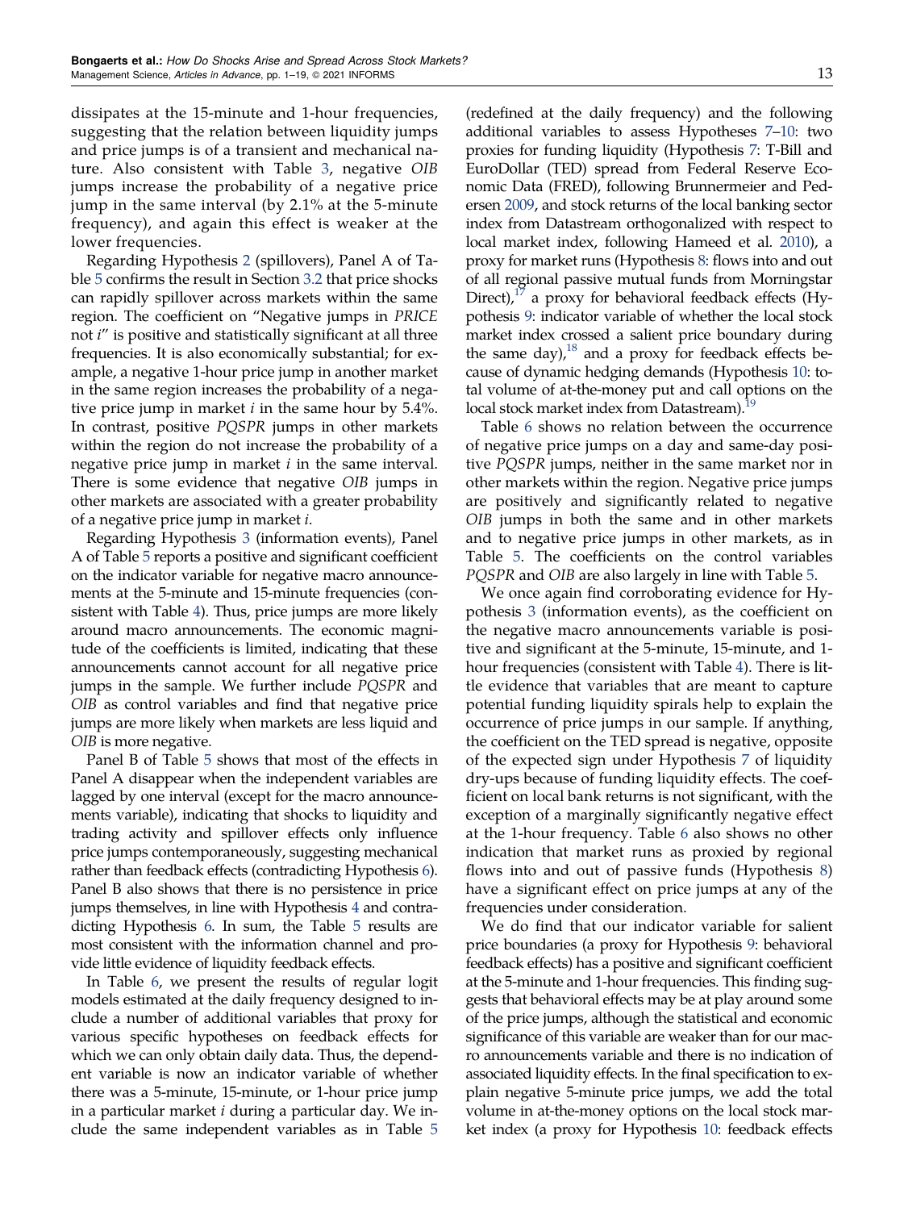dissipates at the 15-minute and 1-hour frequencies, suggesting that the relation between liquidity jumps and price jumps is of a transient and mechanical nature. Also consistent with Table 3, negative *OIB* jumps increase the probability of a negative price jump in the same interval (by 2.1% at the 5-minute frequency), and again this effect is weaker at the lower frequencies.

Regarding Hypothesis 2 (spillovers), Panel A of Table 5 confirms the result in Section 3.2 that price shocks can rapidly spillover across markets within the same region. The coefficient on "Negative jumps in *PRICE* not *i*" is positive and statistically significant at all three frequencies. It is also economically substantial; for example, a negative 1-hour price jump in another market in the same region increases the probability of a negative price jump in market *i* in the same hour by 5.4%. In contrast, positive *PQSPR* jumps in other markets within the region do not increase the probability of a negative price jump in market *i* in the same interval. There is some evidence that negative *OIB* jumps in other markets are associated with a greater probability of a negative price jump in market *i*.

Regarding Hypothesis 3 (information events), Panel A of Table 5 reports a positive and significant coefficient on the indicator variable for negative macro announcements at the 5-minute and 15-minute frequencies (consistent with Table 4). Thus, price jumps are more likely around macro announcements. The economic magnitude of the coefficients is limited, indicating that these announcements cannot account for all negative price jumps in the sample. We further include *PQSPR* and *OIB* as control variables and find that negative price jumps are more likely when markets are less liquid and *OIB* is more negative.

Panel B of Table 5 shows that most of the effects in Panel A disappear when the independent variables are lagged by one interval (except for the macro announcements variable), indicating that shocks to liquidity and trading activity and spillover effects only influence price jumps contemporaneously, suggesting mechanical rather than feedback effects (contradicting Hypothesis 6). Panel B also shows that there is no persistence in price jumps themselves, in line with Hypothesis 4 and contradicting Hypothesis 6. In sum, the Table 5 results are most consistent with the information channel and provide little evidence of liquidity feedback effects.

In Table 6, we present the results of regular logit models estimated at the daily frequency designed to include a number of additional variables that proxy for various specific hypotheses on feedback effects for which we can only obtain daily data. Thus, the dependent variable is now an indicator variable of whether there was a 5-minute, 15-minute, or 1-hour price jump in a particular market *i* during a particular day. We include the same independent variables as in Table 5 (redefined at the daily frequency) and the following additional variables to assess Hypotheses 7–10: two proxies for funding liquidity (Hypothesis 7: T-Bill and EuroDollar (TED) spread from Federal Reserve Economic Data (FRED), following Brunnermeier and Pedersen 2009, and stock returns of the local banking sector index from Datastream orthogonalized with respect to local market index, following Hameed et al. 2010), a proxy for market runs (Hypothesis 8: flows into and out of all regional passive mutual funds from Morningstar Direct),[17] a proxy for behavioral feedback effects (Hypothesis 9: indicator variable of whether the local stock market index crossed a salient price boundary during the same day),[18] and a proxy for feedback effects because of dynamic hedging demands (Hypothesis 10: total volume of at-the-money put and call options on the local stock market index from Datastream).[19]

Table 6 shows no relation between the occurrence of negative price jumps on a day and same-day positive *PQSPR* jumps, neither in the same market nor in other markets within the region. Negative price jumps are positively and significantly related to negative *OIB* jumps in both the same and in other markets and to negative price jumps in other markets, as in Table 5. The coefficients on the control variables *PQSPR* and *OIB* are also largely in line with Table 5.

We once again find corroborating evidence for Hypothesis 3 (information events), as the coefficient on the negative macro announcements variable is positive and significant at the 5-minute, 15-minute, and 1-hour frequencies (consistent with Table 4). There is little evidence that variables that are meant to capture potential funding liquidity spirals help to explain the occurrence of price jumps in our sample. If anything, the coefficient on the TED spread is negative, opposite of the expected sign under Hypothesis 7 of liquidity dry-ups because of funding liquidity effects. The coefficient on local bank returns is not significant, with the exception of a marginally significantly negative effect at the 1-hour frequency. Table 6 also shows no other indication that market runs as proxied by regional flows into and out of passive funds (Hypothesis 8) have a significant effect on price jumps at any of the frequencies under consideration.

We do find that our indicator variable for salient price boundaries (a proxy for Hypothesis 9: behavioral feedback effects) has a positive and significant coefficient at the 5-minute and 1-hour frequencies. This finding suggests that behavioral effects may be at play around some of the price jumps, although the statistical and economic significance of this variable are weaker than for our macro announcements variable and there is no indication of associated liquidity effects. In the final specification to explain negative 5-minute price jumps, we add the total volume in at-the-money options on the local stock market index (a proxy for Hypothesis 10: feedback effects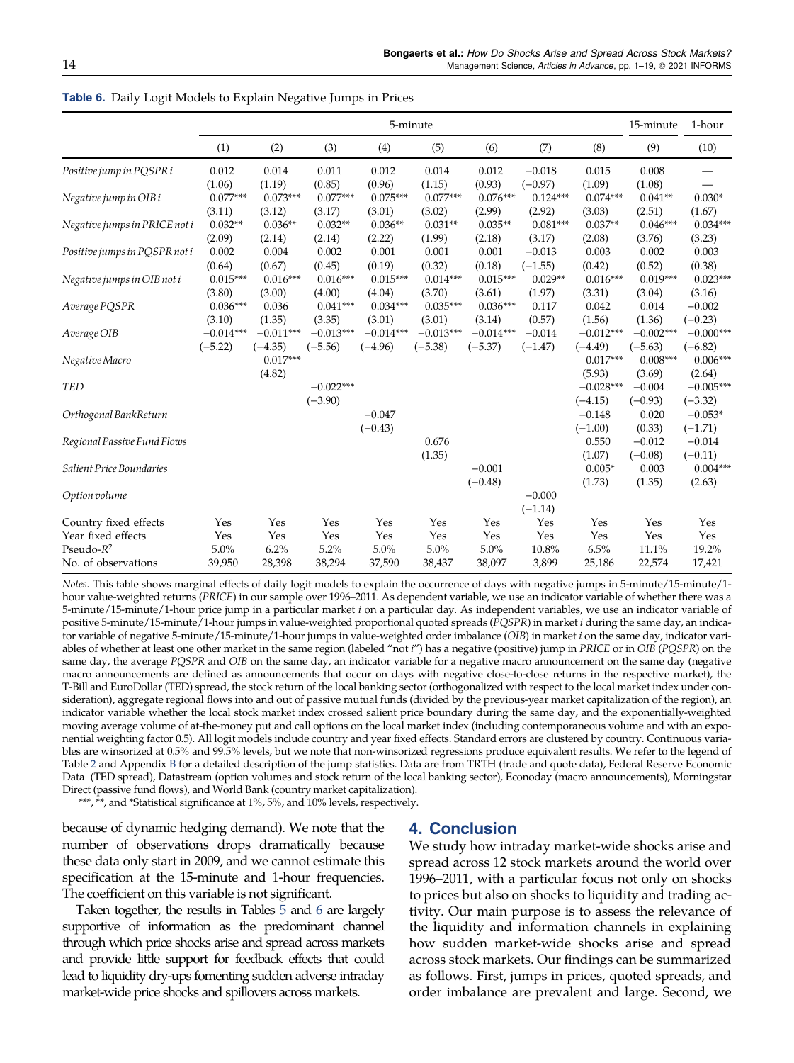**Table 6.** Daily Logit Models to Explain Negative Jumps in Prices

| | 5-minute | | | | | | | | 15-minute | 1-hour |
|---|---|---|---|---|---|---|---|---|---|---|
| | (1) | (2) | (3) | (4) | (5) | (6) | (7) | (8) | (9) | (10) |
| *Positive jump in PQSPR i* | 0.012 | 0.014 | 0.011 | 0.012 | 0.014 | 0.012 | −0.018 | 0.015 | 0.008 | — |
| | (1.06) | (1.19) | (0.85) | (0.96) | (1.15) | (0.93) | (−0.97) | (1.09) | (1.08) | — |
| *Negative jump in OIB i* | 0.077*** | 0.073*** | 0.077*** | 0.075*** | 0.077*** | 0.076*** | 0.124*** | 0.074*** | 0.041** | 0.030* |
| | (3.11) | (3.12) | (3.17) | (3.01) | (3.02) | (2.99) | (2.92) | (3.03) | (2.51) | (1.67) |
| *Negative jumps in PRICE not i* | 0.032** | 0.036** | 0.032** | 0.036** | 0.031** | 0.035** | 0.081*** | 0.037** | 0.046*** | 0.034*** |
| | (2.09) | (2.14) | (2.14) | (2.22) | (1.99) | (2.18) | (3.17) | (2.08) | (3.76) | (3.23) |
| *Positive jumps in PQSPR not i* | 0.002 | 0.004 | 0.002 | 0.001 | 0.001 | 0.001 | −0.013 | 0.003 | 0.002 | 0.003 |
| | (0.64) | (0.67) | (0.45) | (0.19) | (0.32) | (0.18) | (−1.55) | (0.42) | (0.52) | (0.38) |
| *Negative jumps in OIB not i* | 0.015*** | 0.016*** | 0.016*** | 0.015*** | 0.014*** | 0.015*** | 0.029** | 0.016*** | 0.019*** | 0.023*** |
| | (3.80) | (3.00) | (4.00) | (4.04) | (3.70) | (3.61) | (1.97) | (3.31) | (3.04) | (3.16) |
| *Average PQSPR* | 0.036*** | 0.036 | 0.041*** | 0.034*** | 0.035*** | 0.036*** | 0.117 | 0.042 | 0.014 | −0.002 |
| | (3.10) | (1.35) | (3.35) | (3.01) | (3.01) | (3.14) | (0.57) | (1.56) | (1.36) | (−0.23) |
| *Average OIB* | −0.014*** | −0.011*** | −0.013*** | −0.014*** | −0.013*** | −0.014*** | −0.014 | −0.012*** | −0.002*** | −0.000*** |
| | (−5.22) | (−4.35) | (−5.56) | (−4.96) | (−5.38) | (−5.37) | (−1.47) | (−4.49) | (−5.63) | (−6.82) |
| *Negative Macro* | | 0.017*** | | | | | | 0.017*** | 0.008*** | 0.006*** |
| | | (4.82) | | | | | | (5.93) | (3.69) | (2.64) |
| *TED* | | | −0.022*** | | | | | −0.028*** | −0.004 | −0.005*** |
| | | | (−3.90) | | | | | (−4.15) | (−0.93) | (−3.32) |
| *Orthogonal BankReturn* | | | | −0.047 | | | | −0.148 | 0.020 | −0.053* |
| | | | | (−0.43) | | | | (−1.00) | (0.33) | (−1.71) |
| *Regional Passive Fund Flows* | | | | | 0.676 | | | 0.550 | −0.012 | −0.014 |
| | | | | | (1.35) | | | (1.07) | (−0.08) | (−0.11) |
| *Salient Price Boundaries* | | | | | | −0.001 | | 0.005* | 0.003 | 0.004*** |
| | | | | | | (−0.48) | | (1.73) | (1.35) | (2.63) |
| *Option volume* | | | | | | | −0.000 | | | |
| | | | | | | | (−1.14) | | | |
| Country fixed effects | Yes | Yes | Yes | Yes | Yes | Yes | Yes | Yes | Yes | Yes |
| Year fixed effects | Yes | Yes | Yes | Yes | Yes | Yes | Yes | Yes | Yes | Yes |
| Pseudo-$R^2$ | 5.0% | 6.2% | 5.2% | 5.0% | 5.0% | 5.0% | 10.8% | 6.5% | 11.1% | 19.2% |
| No. of observations | 39,950 | 28,398 | 38,294 | 37,590 | 38,437 | 38,097 | 3,899 | 25,186 | 22,574 | 17,421 |

*Notes.* This table shows marginal effects of daily logit models to explain the occurrence of days with negative jumps in 5-minute/15-minute/1-hour value-weighted returns (*PRICE*) in our sample over 1996–2011. As dependent variable, we use an indicator variable of whether there was a 5-minute/15-minute/1-hour price jump in a particular market *i* on a particular day. As independent variables, we use an indicator variable of positive 5-minute/15-minute/1-hour jumps in value-weighted proportional quoted spreads (*PQSPR*) in market *i* during the same day, an indicator variable of negative 5-minute/15-minute/1-hour jumps in value-weighted order imbalance (*OIB*) in market *i* on the same day, indicator variables of whether at least one other market in the same region (labeled "not *i*") has a negative (positive) jump in *PRICE* or in *OIB* (*PQSPR*) on the same day, the average *PQSPR* and *OIB* on the same day, an indicator variable for a negative macro announcement on the same day (negative macro announcements are defined as announcements that occur on days with negative close-to-close returns in the respective market), the T-Bill and EuroDollar (TED) spread, the stock return of the local banking sector (orthogonalized with respect to the local market index under consideration), aggregate regional flows into and out of passive mutual funds (divided by the previous-year market capitalization of the region), an indicator variable whether the local stock market index crossed salient price boundary during the same day, and the exponentially-weighted moving average volume of at-the-money put and call options on the local market index (including contemporaneous volume and with an exponential weighting factor 0.5). All logit models include country and year fixed effects. Standard errors are clustered by country. Continuous variables are winsorized at 0.5% and 99.5% levels, but we note that non-winsorized regressions produce equivalent results. We refer to the legend of Table 2 and Appendix B for a detailed description of the jump statistics. Data are from TRTH (trade and quote data), Federal Reserve Economic Data (TED spread), Datastream (option volumes and stock return of the local banking sector), Econoday (macro announcements), Morningstar Direct (passive fund flows), and World Bank (country market capitalization).

***, **, and *Statistical significance at 1%, 5%, and 10% levels, respectively.

because of dynamic hedging demand). We note that the number of observations drops dramatically because these data only start in 2009, and we cannot estimate this specification at the 15-minute and 1-hour frequencies. The coefficient on this variable is not significant.

Taken together, the results in Tables 5 and 6 are largely supportive of information as the predominant channel through which price shocks arise and spread across markets and provide little support for feedback effects that could lead to liquidity dry-ups fomenting sudden adverse intraday market-wide price shocks and spillovers across markets.

## 4. Conclusion

We study how intraday market-wide shocks arise and spread across 12 stock markets around the world over 1996–2011, with a particular focus not only on shocks to prices but also on shocks to liquidity and trading activity. Our main purpose is to assess the relevance of the liquidity and information channels in explaining how sudden market-wide shocks arise and spread across stock markets. Our findings can be summarized as follows. First, jumps in prices, quoted spreads, and order imbalance are prevalent and large. Second, we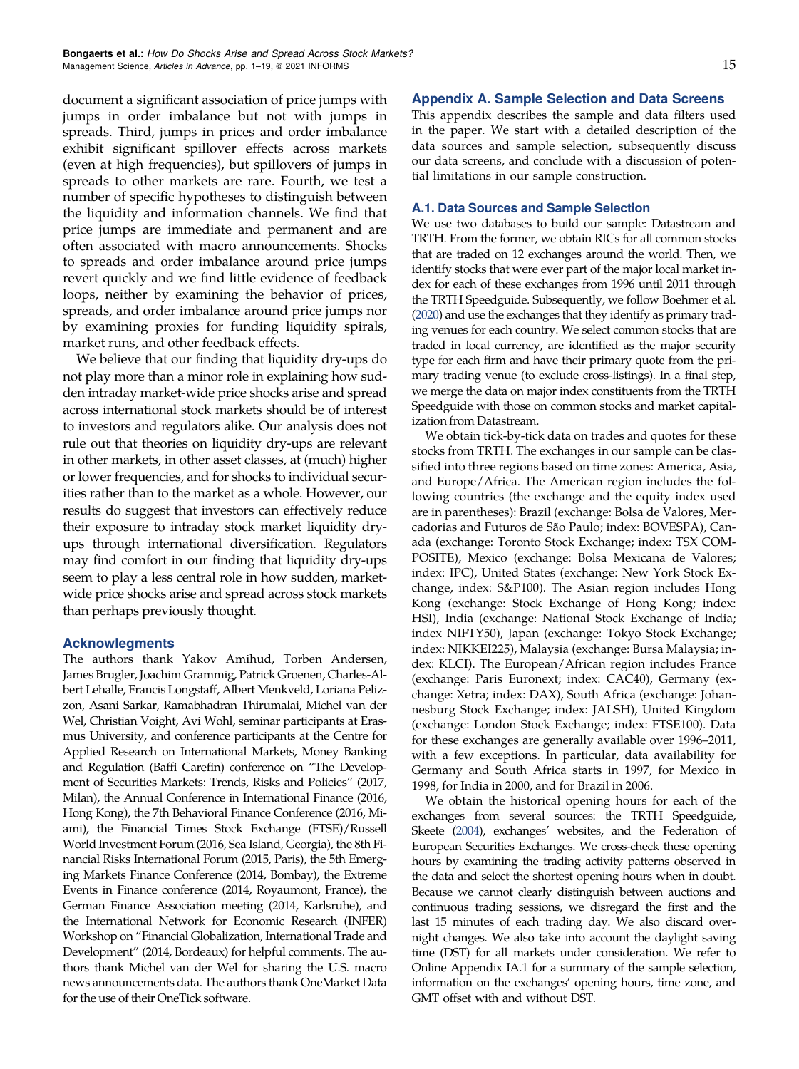document a significant association of price jumps with jumps in order imbalance but not with jumps in spreads. Third, jumps in prices and order imbalance exhibit significant spillover effects across markets (even at high frequencies), but spillovers of jumps in spreads to other markets are rare. Fourth, we test a number of specific hypotheses to distinguish between the liquidity and information channels. We find that price jumps are immediate and permanent and are often associated with macro announcements. Shocks to spreads and order imbalance around price jumps revert quickly and we find little evidence of feedback loops, neither by examining the behavior of prices, spreads, and order imbalance around price jumps nor by examining proxies for funding liquidity spirals, market runs, and other feedback effects.

We believe that our finding that liquidity dry-ups do not play more than a minor role in explaining how sudden intraday market-wide price shocks arise and spread across international stock markets should be of interest to investors and regulators alike. Our analysis does not rule out that theories on liquidity dry-ups are relevant in other markets, in other asset classes, at (much) higher or lower frequencies, and for shocks to individual securities rather than to the market as a whole. However, our results do suggest that investors can effectively reduce their exposure to intraday stock market liquidity dry-ups through international diversification. Regulators may find comfort in our finding that liquidity dry-ups seem to play a less central role in how sudden, market-wide price shocks arise and spread across stock markets than perhaps previously thought.

## Acknowledgments

The authors thank Yakov Amihud, Torben Andersen, James Brugler, Joachim Grammig, Patrick Groenen, Charles-Albert Lehalle, Francis Longstaff, Albert Menkveld, Loriana Pelizzon, Asani Sarkar, Ramabhadran Thirumalai, Michel van der Wel, Christian Voight, Avi Wohl, seminar participants at Erasmus University, and conference participants at the Centre for Applied Research on International Markets, Money Banking and Regulation (Baffi Carefin) conference on "The Development of Securities Markets: Trends, Risks and Policies" (2017, Milan), the Annual Conference in International Finance (2016, Hong Kong), the 7th Behavioral Finance Conference (2016, Miami), the Financial Times Stock Exchange (FTSE)/Russell World Investment Forum (2016, Sea Island, Georgia), the 8th Financial Risks International Forum (2015, Paris), the 5th Emerging Markets Finance Conference (2014, Bombay), the Extreme Events in Finance conference (2014, Royaumont, France), the German Finance Association meeting (2014, Karlsruhe), and the International Network for Economic Research (INFER) Workshop on "Financial Globalization, International Trade and Development" (2014, Bordeaux) for helpful comments. The authors thank Michel van der Wel for sharing the U.S. macro news announcements data. The authors thank OneMarket Data for the use of their OneTick software.

## Appendix A. Sample Selection and Data Screens

This appendix describes the sample and data filters used in the paper. We start with a detailed description of the data sources and sample selection, subsequently discuss our data screens, and conclude with a discussion of potential limitations in our sample construction.

### A.1. Data Sources and Sample Selection

We use two databases to build our sample: Datastream and TRTH. From the former, we obtain RICs for all common stocks that are traded on 12 exchanges around the world. Then, we identify stocks that were ever part of the major local market index for each of these exchanges from 1996 until 2011 through the TRTH Speedguide. Subsequently, we follow Boehmer et al. (2020) and use the exchanges that they identify as primary trading venues for each country. We select common stocks that are traded in local currency, are identified as the major security type for each firm and have their primary quote from the primary trading venue (to exclude cross-listings). In a final step, we merge the data on major index constituents from the TRTH Speedguide with those on common stocks and market capitalization from Datastream.

We obtain tick-by-tick data on trades and quotes for these stocks from TRTH. The exchanges in our sample can be classified into three regions based on time zones: America, Asia, and Europe/Africa. The American region includes the following countries (the exchange and the equity index used are in parentheses): Brazil (exchange: Bolsa de Valores, Mercadorias and Futuros de São Paulo; index: BOVESPA), Canada (exchange: Toronto Stock Exchange; index: TSX COMPOSITE), Mexico (exchange: Bolsa Mexicana de Valores; index: IPC), United States (exchange: New York Stock Exchange, index: S&P100). The Asian region includes Hong Kong (exchange: Stock Exchange of Hong Kong; index: HSI), India (exchange: National Stock Exchange of India; index NIFTY50), Japan (exchange: Tokyo Stock Exchange; index: NIKKEI225), Malaysia (exchange: Bursa Malaysia; index: KLCI). The European/African region includes France (exchange: Paris Euronext; index: CAC40), Germany (exchange: Xetra; index: DAX), South Africa (exchange: Johannesburg Stock Exchange; index: JALSH), United Kingdom (exchange: London Stock Exchange; index: FTSE100). Data for these exchanges are generally available over 1996–2011, with a few exceptions. In particular, data availability for Germany and South Africa starts in 1997, for Mexico in 1998, for India in 2000, and for Brazil in 2006.

We obtain the historical opening hours for each of the exchanges from several sources: the TRTH Speedguide, Skeete (2004), exchanges' websites, and the Federation of European Securities Exchanges. We cross-check these opening hours by examining the trading activity patterns observed in the data and select the shortest opening hours when in doubt. Because we cannot clearly distinguish between auctions and continuous trading sessions, we disregard the first and the last 15 minutes of each trading day. We also discard overnight changes. We also take into account the daylight saving time (DST) for all markets under consideration. We refer to Online Appendix IA.1 for a summary of the sample selection, information on the exchanges' opening hours, time zone, and GMT offset with and without DST.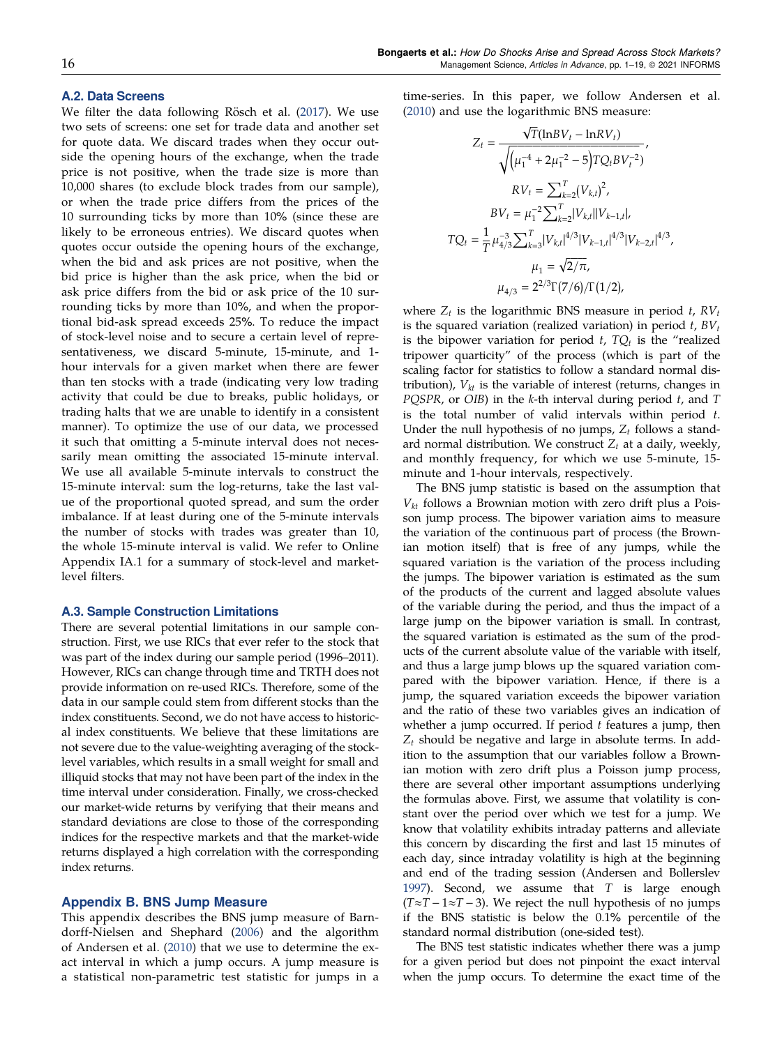### A.2. Data Screens

We filter the data following Rösch et al. (2017). We use two sets of screens: one set for trade data and another set for quote data. We discard trades when they occur outside the opening hours of the exchange, when the trade price is not positive, when the trade size is more than 10,000 shares (to exclude block trades from our sample), or when the trade price differs from the prices of the 10 surrounding ticks by more than 10% (since these are likely to be erroneous entries). We discard quotes when quotes occur outside the opening hours of the exchange, when the bid and ask prices are not positive, when the bid price is higher than the ask price, when the bid or ask price differs from the bid or ask price of the 10 surrounding ticks by more than 10%, and when the proportional bid-ask spread exceeds 25%. To reduce the impact of stock-level noise and to secure a certain level of representativeness, we discard 5-minute, 15-minute, and 1-hour intervals for a given market when there are fewer than ten stocks with a trade (indicating very low trading activity that could be due to breaks, public holidays, or trading halts that we are unable to identify in a consistent manner). To optimize the use of our data, we processed it such that omitting a 5-minute interval does not necessarily mean omitting the associated 15-minute interval. We use all available 5-minute intervals to construct the 15-minute interval: sum the log-returns, take the last value of the proportional quoted spread, and sum the order imbalance. If at least during one of the 5-minute intervals the number of stocks with trades was greater than 10, the whole 15-minute interval is valid. We refer to Online Appendix IA.1 for a summary of stock-level and market-level filters.

### A.3. Sample Construction Limitations

There are several potential limitations in our sample construction. First, we use RICs that ever refer to the stock that was part of the index during our sample period (1996–2011). However, RICs can change through time and TRTH does not provide information on re-used RICs. Therefore, some of the data in our sample could stem from different stocks than the index constituents. Second, we do not have access to historical index constituents. We believe that these limitations are not severe due to the value-weighting averaging of the stock-level variables, which results in a small weight for small and illiquid stocks that may not have been part of the index in the time interval under consideration. Finally, we cross-checked our market-wide returns by verifying that their means and standard deviations are close to those of the corresponding indices for the respective markets and that the market-wide returns displayed a high correlation with the corresponding index returns.

## Appendix B. BNS Jump Measure

This appendix describes the BNS jump measure of Barndorff-Nielsen and Shephard (2006) and the algorithm of Andersen et al. (2010) that we use to determine the exact interval in which a jump occurs. A jump measure is a statistical non-parametric test statistic for jumps in a time-series. In this paper, we follow Andersen et al. (2010) and use the logarithmic BNS measure:

$$Z_t = \frac{\sqrt{T}(\ln BV_t - \ln RV_t)}{\sqrt{\left(\mu_1^{-4} + 2\mu_1^{-2} - 5\right) TQ_t BV_t^{-2})}},$$

$$RV_t = \sum_{k=2}^{T} (V_{k,t})^2,$$

$$BV_t = \mu_1^{-2} \sum_{k=2}^{T} |V_{k,t}||V_{k-1,t}|,$$

$$TQ_t = \frac{1}{T} \mu_{4/3}^{-3} \sum_{k=3}^{T} |V_{k,t}|^{4/3} |V_{k-1,t}|^{4/3} |V_{k-2,t}|^{4/3},$$

$$\mu_1 = \sqrt{2/\pi},$$

$$\mu_{4/3} = 2^{2/3} \Gamma(7/6)/\Gamma(1/2),$$

where $Z_t$ is the logarithmic BNS measure in period $t$, $RV_t$ is the squared variation (realized variation) in period $t$, $BV_t$ is the bipower variation for period $t$, $TQ_t$ is the "realized tripower quarticity" of the process (which is part of the scaling factor for statistics to follow a standard normal distribution), $V_{kt}$ is the variable of interest (returns, changes in *PQSPR*, or *OIB*) in the $k$-th interval during period $t$, and $T$ is the total number of valid intervals within period $t$. Under the null hypothesis of no jumps, $Z_t$ follows a standard normal distribution. We construct $Z_t$ at a daily, weekly, and monthly frequency, for which we use 5-minute, 15-minute and 1-hour intervals, respectively.

The BNS jump statistic is based on the assumption that $V_{kt}$ follows a Brownian motion with zero drift plus a Poisson jump process. The bipower variation aims to measure the variation of the continuous part of process (the Brownian motion itself) that is free of any jumps, while the squared variation is the variation of the process including the jumps. The bipower variation is estimated as the sum of the products of the current and lagged absolute values of the variable during the period, and thus the impact of a large jump on the bipower variation is small. In contrast, the squared variation is estimated as the sum of the products of the current absolute value of the variable with itself, and thus a large jump blows up the squared variation compared with the bipower variation. Hence, if there is a jump, the squared variation exceeds the bipower variation and the ratio of these two variables gives an indication of whether a jump occurred. If period $t$ features a jump, then $Z_t$ should be negative and large in absolute terms. In addition to the assumption that our variables follow a Brownian motion with zero drift plus a Poisson jump process, there are several other important assumptions underlying the formulas above. First, we assume that volatility is constant over the period over which we test for a jump. We know that volatility exhibits intraday patterns and alleviate this concern by discarding the first and last 15 minutes of each day, since intraday volatility is high at the beginning and end of the trading session (Andersen and Bollerslev 1997). Second, we assume that $T$ is large enough ($T \approx T-1 \approx T-3$). We reject the null hypothesis of no jumps if the BNS statistic is below the 0.1% percentile of the standard normal distribution (one-sided test).

The BNS test statistic indicates whether there was a jump for a given period but does not pinpoint the exact interval when the jump occurs. To determine the exact time of the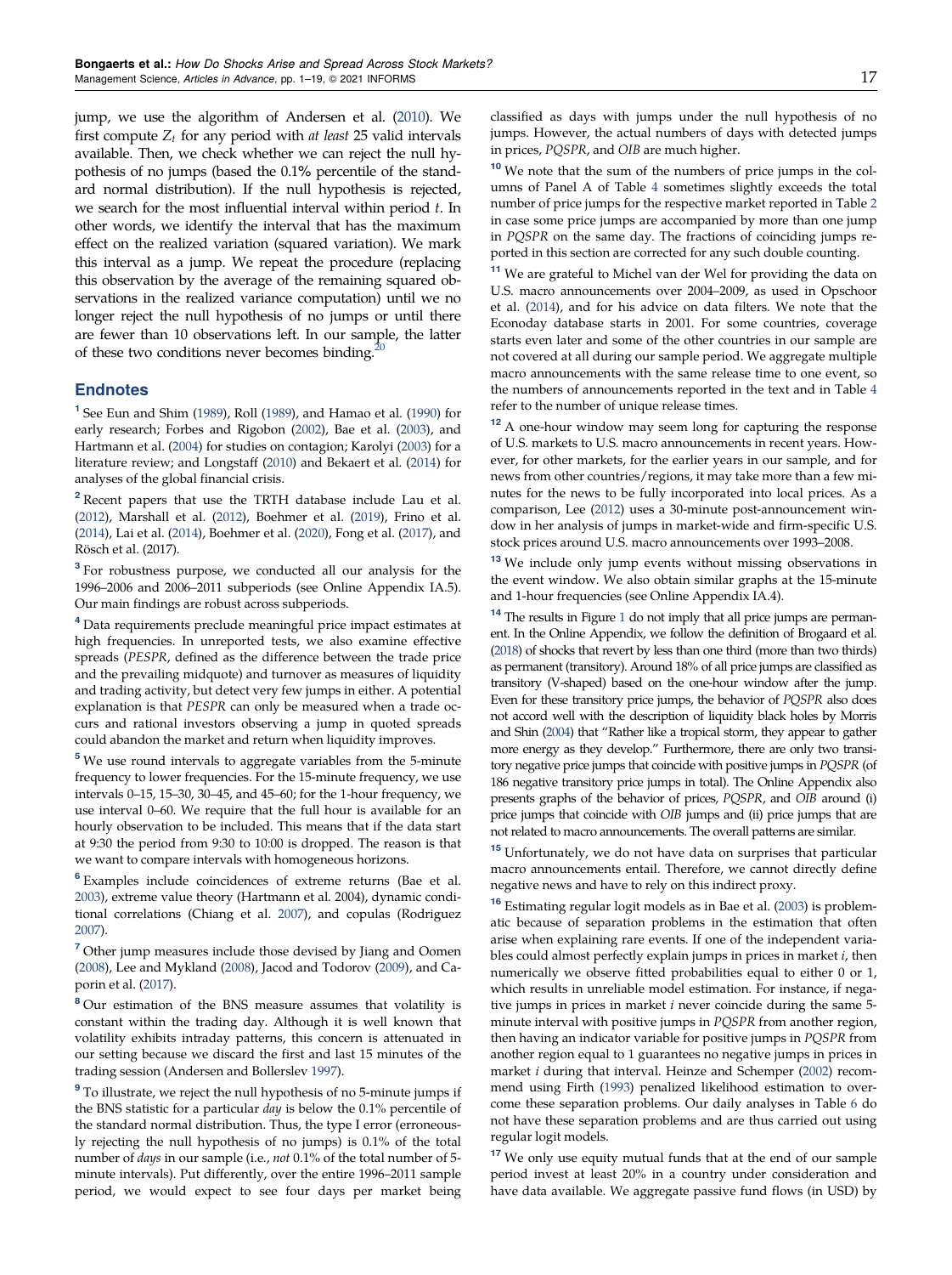jump, we use the algorithm of Andersen et al. (2010). We first compute $Z_t$ for any period with *at least* 25 valid intervals available. Then, we check whether we can reject the null hypothesis of no jumps (based the 0.1% percentile of the standard normal distribution). If the null hypothesis is rejected, we search for the most influential interval within period $t$. In other words, we identify the interval that has the maximum effect on the realized variation (squared variation). We mark this interval as a jump. We repeat the procedure (replacing this observation by the average of the remaining squared observations in the realized variance computation) until we no longer reject the null hypothesis of no jumps or until there are fewer than 10 observations left. In our sample, the latter of these two conditions never becomes binding.[20]

## Endnotes

[1] See Eun and Shim (1989), Roll (1989), and Hamao et al. (1990) for early research; Forbes and Rigobon (2002), Bae et al. (2003), and Hartmann et al. (2004) for studies on contagion; Karolyi (2003) for a literature review; and Longstaff (2010) and Bekaert et al. (2014) for analyses of the global financial crisis.

[2] Recent papers that use the TRTH database include Lau et al. (2012), Marshall et al. (2012), Boehmer et al. (2019), Frino et al. (2014), Lai et al. (2014), Boehmer et al. (2020), Fong et al. (2017), and Rösch et al. (2017).

[3] For robustness purpose, we conducted all our analysis for the 1996–2006 and 2006–2011 subperiods (see Online Appendix IA.5). Our main findings are robust across subperiods.

[4] Data requirements preclude meaningful price impact estimates at high frequencies. In unreported tests, we also examine effective spreads (*PESPR*, defined as the difference between the trade price and the prevailing midquote) and turnover as measures of liquidity and trading activity, but detect very few jumps in either. A potential explanation is that *PESPR* can only be measured when a trade occurs and rational investors observing a jump in quoted spreads could abandon the market and return when liquidity improves.

[5] We use round intervals to aggregate variables from the 5-minute frequency to lower frequencies. For the 15-minute frequency, we use intervals 0–15, 15–30, 30–45, and 45–60; for the 1-hour frequency, we use interval 0–60. We require that the full hour is available for an hourly observation to be included. This means that if the data start at 9:30 the period from 9:30 to 10:00 is dropped. The reason is that we want to compare intervals with homogeneous horizons.

[6] Examples include coincidences of extreme returns (Bae et al. 2003), extreme value theory (Hartmann et al. 2004), dynamic conditional correlations (Chiang et al. 2007), and copulas (Rodriguez 2007).

[7] Other jump measures include those devised by Jiang and Oomen (2008), Lee and Mykland (2008), Jacod and Todorov (2009), and Caporin et al. (2017).

[8] Our estimation of the BNS measure assumes that volatility is constant within the trading day. Although it is well known that volatility exhibits intraday patterns, this concern is attenuated in our setting because we discard the first and last 15 minutes of the trading session (Andersen and Bollerslev 1997).

[9] To illustrate, we reject the null hypothesis of no 5-minute jumps if the BNS statistic for a particular *day* is below the 0.1% percentile of the standard normal distribution. Thus, the type I error (erroneously rejecting the null hypothesis of no jumps) is 0.1% of the total number of *days* in our sample (i.e., *not* 0.1% of the total number of 5-minute intervals). Put differently, over the entire 1996–2011 sample period, we would expect to see four days per market being classified as days with jumps under the null hypothesis of no jumps. However, the actual numbers of days with detected jumps in prices, *PQSPR*, and *OIB* are much higher.

[10] We note that the sum of the numbers of price jumps in the columns of Panel A of Table 4 sometimes slightly exceeds the total number of price jumps for the respective market reported in Table 2 in case some price jumps are accompanied by more than one jump in *PQSPR* on the same day. The fractions of coinciding jumps reported in this section are corrected for any such double counting.

[11] We are grateful to Michel van der Wel for providing the data on U.S. macro announcements over 2004–2009, as used in Opschoor et al. (2014), and for his advice on data filters. We note that the Econoday database starts in 2001. For some countries, coverage starts even later and some of the other countries in our sample are not covered at all during our sample period. We aggregate multiple macro announcements with the same release time to one event, so the numbers of announcements reported in the text and in Table 4 refer to the number of unique release times.

[12] A one-hour window may seem long for capturing the response of U.S. markets to U.S. macro announcements in recent years. However, for other markets, for the earlier years in our sample, and for news from other countries/regions, it may take more than a few minutes for the news to be fully incorporated into local prices. As a comparison, Lee (2012) uses a 30-minute post-announcement window in her analysis of jumps in market-wide and firm-specific U.S. stock prices around U.S. macro announcements over 1993–2008.

[13] We include only jump events without missing observations in the event window. We also obtain similar graphs at the 15-minute and 1-hour frequencies (see Online Appendix IA.4).

[14] The results in Figure 1 do not imply that all price jumps are permanent. In the Online Appendix, we follow the definition of Brogaard et al. (2018) of shocks that revert by less than one third (more than two thirds) as permanent (transitory). Around 18% of all price jumps are classified as transitory (V-shaped) based on the one-hour window after the jump. Even for these transitory price jumps, the behavior of *PQSPR* also does not accord well with the description of liquidity black holes by Morris and Shin (2004) that "Rather like a tropical storm, they appear to gather more energy as they develop." Furthermore, there are only two transitory negative price jumps that coincide with positive jumps in *PQSPR* (of 186 negative transitory price jumps in total). The Online Appendix also presents graphs of the behavior of prices, *PQSPR*, and *OIB* around (i) price jumps that coincide with *OIB* jumps and (ii) price jumps that are not related to macro announcements. The overall patterns are similar.

[15] Unfortunately, we do not have data on surprises that particular macro announcements entail. Therefore, we cannot directly define negative news and have to rely on this indirect proxy.

[16] Estimating regular logit models as in Bae et al. (2003) is problematic because of separation problems in the estimation that often arise when explaining rare events. If one of the independent variables could almost perfectly explain jumps in prices in market $i$, then numerically we observe fitted probabilities equal to either 0 or 1, which results in unreliable model estimation. For instance, if negative jumps in prices in market $i$ never coincide during the same 5-minute interval with positive jumps in *PQSPR* from another region, then having an indicator variable for positive jumps in *PQSPR* from another region equal to 1 guarantees no negative jumps in prices in market $i$ during that interval. Heinze and Schemper (2002) recommend using Firth (1993) penalized likelihood estimation to overcome these separation problems. Our daily analyses in Table 6 do not have these separation problems and are thus carried out using regular logit models.

[17] We only use equity mutual funds that at the end of our sample period invest at least 20% in a country under consideration and have data available. We aggregate passive fund flows (in USD) by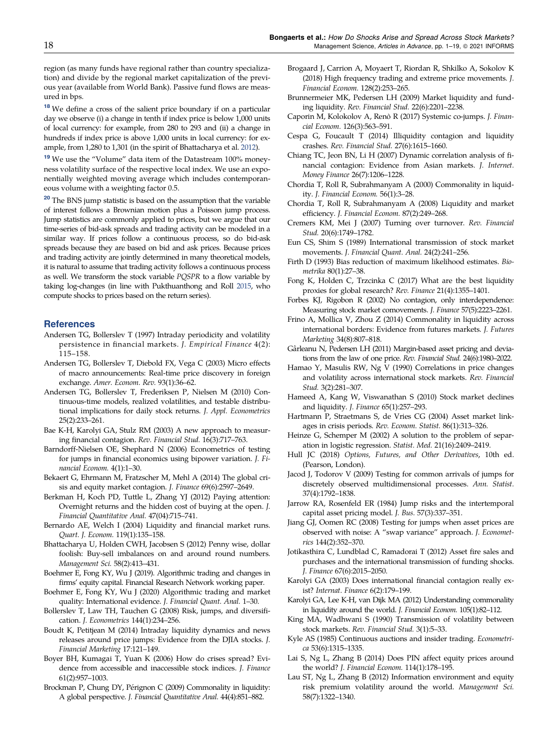region (as many funds have regional rather than country specialization) and divide by the regional market capitalization of the previous year (available from World Bank). Passive fund flows are measured in bps.

[18] We define a cross of the salient price boundary if on a particular day we observe (i) a change in tenth if index price is below 1,000 units of local currency: for example, from 280 to 293 and (ii) a change in hundreds if index price is above 1,000 units in local currency: for example, from 1,280 to 1,301 (in the spirit of Bhattacharya et al. 2012).

[19] We use the "Volume" data item of the Datastream 100% moneyness volatility surface of the respective local index. We use an exponentially weighted moving average which includes contemporaneous volume with a weighting factor 0.5.

[20] The BNS jump statistic is based on the assumption that the variable of interest follows a Brownian motion plus a Poisson jump process. Jump statistics are commonly applied to prices, but we argue that our time-series of bid-ask spreads and trading activity can be modeled in a similar way. If prices follow a continuous process, so do bid-ask spreads because they are based on bid and ask prices. Because prices and trading activity are jointly determined in many theoretical models, it is natural to assume that trading activity follows a continuous process as well. We transform the stock variable *PQSPR* to a flow variable by taking log-changes (in line with Pukthuanthong and Roll 2015, who compute shocks to prices based on the return series).

## References

Andersen TG, Bollerslev T (1997) Intraday periodicity and volatility persistence in financial markets. *J. Empirical Finance* 4(2): 115–158.

Andersen TG, Bollerslev T, Diebold FX, Vega C (2003) Micro effects of macro announcements: Real-time price discovery in foreign exchange. *Amer. Econom. Rev.* 93(1):36–62.

Andersen TG, Bollerslev T, Frederiksen P, Nielsen M (2010) Continuous-time models, realized volatilities, and testable distributional implications for daily stock returns. *J. Appl. Econometrics* 25(2):233–261.

Bae K-H, Karolyi GA, Stulz RM (2003) A new approach to measuring financial contagion. *Rev. Financial Stud.* 16(3):717–763.

Barndorff-Nielsen OE, Shephard N (2006) Econometrics of testing for jumps in financial economics using bipower variation. *J. Financial Econom.* 4(1):1–30.

Bekaert G, Ehrmann M, Fratzscher M, Mehl A (2014) The global crisis and equity market contagion. *J. Finance* 69(6):2597–2649.

Berkman H, Koch PD, Tuttle L, Zhang YJ (2012) Paying attention: Overnight returns and the hidden cost of buying at the open. *J. Financial Quantitative Anal.* 47(04):715–741.

Bernardo AE, Welch I (2004) Liquidity and financial market runs. *Quart. J. Econom.* 119(1):135–158.

Bhattacharya U, Holden CWH, Jacobsen S (2012) Penny wise, dollar foolish: Buy-sell imbalances on and around round numbers. *Management Sci.* 58(2):413–431.

Boehmer E, Fong KY, Wu J (2019). Algorithmic trading and changes in firms' equity capital. Financial Research Network working paper.

Boehmer E, Fong KY, Wu J (2020) Algorithmic trading and market quality: International evidence. *J. Financial Quant. Anal.* 1–30.

Bollerslev T, Law TH, Tauchen G (2008) Risk, jumps, and diversification. *J. Econometrics* 144(1):234–256.

Boudt K, Petitjean M (2014) Intraday liquidity dynamics and news releases around price jumps: Evidence from the DJIA stocks. *J. Financial Marketing* 17:121–149.

Boyer BH, Kumagai T, Yuan K (2006) How do crises spread? Evidence from accessible and inaccessible stock indices. *J. Finance* 61(2):957–1003.

Brockman P, Chung DY, Pérignon C (2009) Commonality in liquidity: A global perspective. *J. Financial Quantitative Anal.* 44(4):851–882.

Brogaard J, Carrion A, Moyaert T, Riordan R, Shkilko A, Sokolov K (2018) High frequency trading and extreme price movements. *J. Financial Econom.* 128(2):253–265.

Brunnermeier MK, Pedersen LH (2009) Market liquidity and funding liquidity. *Rev. Financial Stud.* 22(6):2201–2238.

Caporin M, Kolokolov A, Renò R (2017) Systemic co-jumps. *J. Financial Econom.* 126(3):563–591.

Cespa G, Foucault T (2014) Illiquidity contagion and liquidity crashes. *Rev. Financial Stud.* 27(6):1615–1660.

Chiang TC, Jeon BN, Li H (2007) Dynamic correlation analysis of financial contagion: Evidence from Asian markets. *J. Internet. Money Finance* 26(7):1206–1228.

Chordia T, Roll R, Subrahmanyam A (2000) Commonality in liquidity. *J. Financial Econom.* 56(1):3–28.

Chordia T, Roll R, Subrahmanyam A (2008) Liquidity and market efficiency. *J. Financial Econom.* 87(2):249–268.

Cremers KM, Mei J (2007) Turning over turnover. *Rev. Financial Stud.* 20(6):1749–1782.

Eun CS, Shim S (1989) International transmission of stock market movements. *J. Financial Quant. Anal.* 24(2):241–256.

Firth D (1993) Bias reduction of maximum likelihood estimates. *Biometrika* 80(1):27–38.

Fong K, Holden C, Trzcinka C (2017) What are the best liquidity proxies for global research? *Rev. Finance* 21(4):1355–1401.

Forbes KJ, Rigobon R (2002) No contagion, only interdependence: Measuring stock market comovements. *J. Finance* 57(5):2223–2261.

Frino A, Mollica V, Zhou Z (2014) Commonality in liquidity across international borders: Evidence from futures markets. *J. Futures Marketing* 34(8):807–818.

Gârleanu N, Pedersen LH (2011) Margin-based asset pricing and deviations from the law of one price. *Rev. Financial Stud.* 24(6):1980–2022.

Hamao Y, Masulis RW, Ng V (1990) Correlations in price changes and volatility across international stock markets. *Rev. Financial Stud.* 3(2):281–307.

Hameed A, Kang W, Viswanathan S (2010) Stock market declines and liquidity. *J. Finance* 65(1):257–293.

Hartmann P, Straetmans S, de Vries CG (2004) Asset market linkages in crisis periods. *Rev. Econom. Statist.* 86(1):313–326.

Heinze G, Schemper M (2002) A solution to the problem of separation in logistic regression. *Statist. Med.* 21(16):2409–2419.

Hull JC (2018) *Options, Futures, and Other Derivatives*, 10th ed. (Pearson, London).

Jacod J, Todorov V (2009) Testing for common arrivals of jumps for discretely observed multidimensional processes. *Ann. Statist.* 37(4):1792–1838.

Jarrow RA, Rosenfeld ER (1984) Jump risks and the intertemporal capital asset pricing model. *J. Bus.* 57(3):337–351.

Jiang GJ, Oomen RC (2008) Testing for jumps when asset prices are observed with noise: A "swap variance" approach. *J. Econometrics* 144(2):352–370.

Jotikasthira C, Lundblad C, Ramadorai T (2012) Asset fire sales and purchases and the international transmission of funding shocks. *J. Finance* 67(6):2015–2050.

Karolyi GA (2003) Does international financial contagion really exist? *Internat. Finance* 6(2):179–199.

Karolyi GA, Lee K-H, van Dijk MA (2012) Understanding commonality in liquidity around the world. *J. Financial Econom.* 105(1):82–112.

King MA, Wadhwani S (1990) Transmission of volatility between stock markets. *Rev. Financial Stud.* 3(1):5–33.

Kyle AS (1985) Continuous auctions and insider trading. *Econometrica* 53(6):1315–1335.

Lai S, Ng L, Zhang B (2014) Does PIN affect equity prices around the world? *J. Financial Econom.* 114(1):178–195.

Lau ST, Ng L, Zhang B (2012) Information environment and equity risk premium volatility around the world. *Management Sci.* 58(7):1322–1340.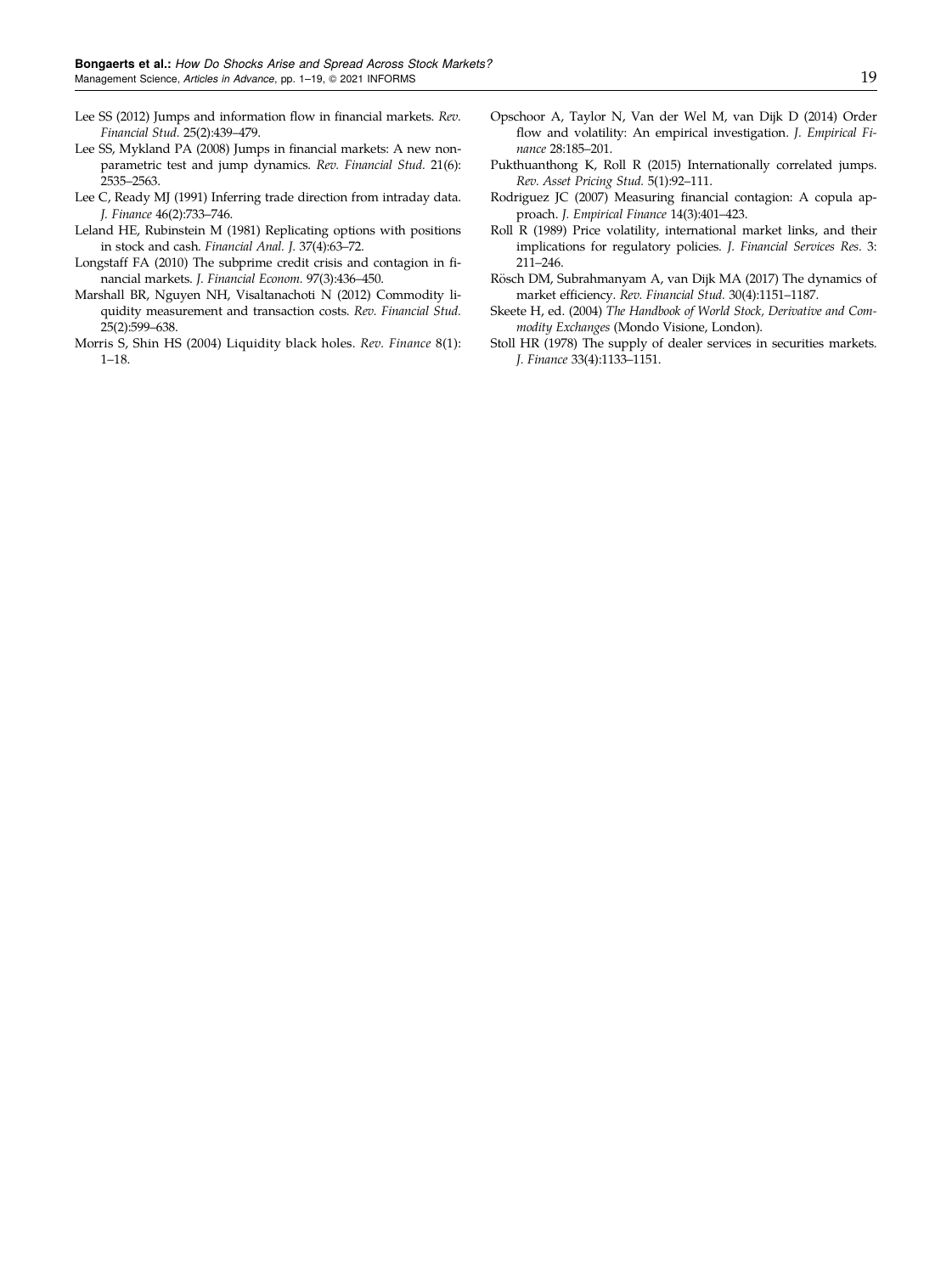Lee SS (2012) Jumps and information flow in financial markets. *Rev. Financial Stud.* 25(2):439–479.

Lee SS, Mykland PA (2008) Jumps in financial markets: A new non-parametric test and jump dynamics. *Rev. Financial Stud.* 21(6): 2535–2563.

Lee C, Ready MJ (1991) Inferring trade direction from intraday data. *J. Finance* 46(2):733–746.

Leland HE, Rubinstein M (1981) Replicating options with positions in stock and cash. *Financial Anal. J.* 37(4):63–72.

Longstaff FA (2010) The subprime credit crisis and contagion in financial markets. *J. Financial Econom.* 97(3):436–450.

Marshall BR, Nguyen NH, Visaltanachoti N (2012) Commodity liquidity measurement and transaction costs. *Rev. Financial Stud.* 25(2):599–638.

Morris S, Shin HS (2004) Liquidity black holes. *Rev. Finance* 8(1): 1–18.

Opschoor A, Taylor N, Van der Wel M, van Dijk D (2014) Order flow and volatility: An empirical investigation. *J. Empirical Finance* 28:185–201.

Pukthuanthong K, Roll R (2015) Internationally correlated jumps. *Rev. Asset Pricing Stud.* 5(1):92–111.

Rodriguez JC (2007) Measuring financial contagion: A copula approach. *J. Empirical Finance* 14(3):401–423.

Roll R (1989) Price volatility, international market links, and their implications for regulatory policies. *J. Financial Services Res.* 3: 211–246.

Rösch DM, Subrahmanyam A, van Dijk MA (2017) The dynamics of market efficiency. *Rev. Financial Stud.* 30(4):1151–1187.

Skeete H, ed. (2004) *The Handbook of World Stock, Derivative and Commodity Exchanges* (Mondo Visione, London).

Stoll HR (1978) The supply of dealer services in securities markets. *J. Finance* 33(4):1133–1151.